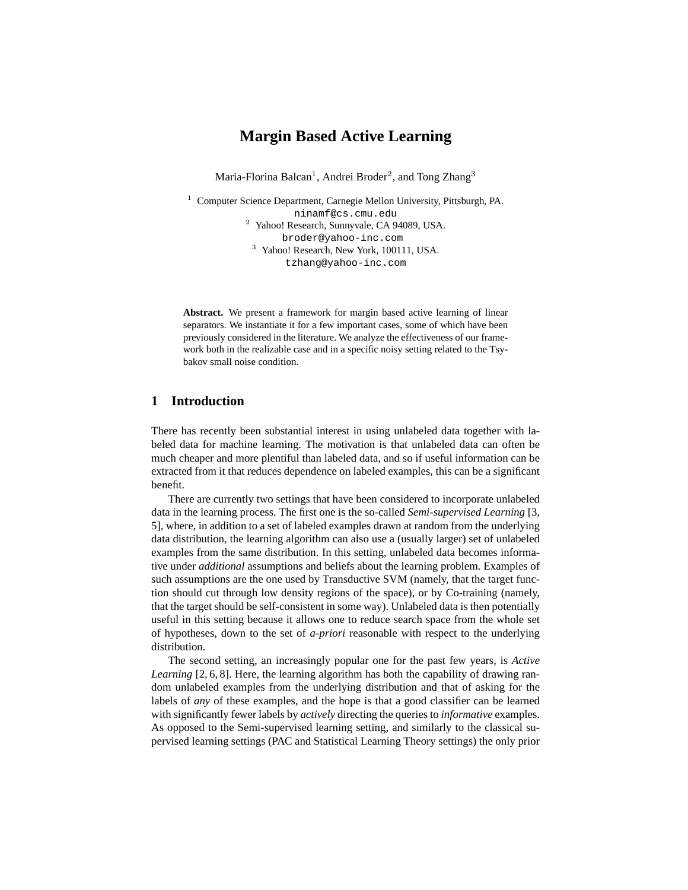# Margin Based Active Learning

Maria-Florina Balcan[1], Andrei Broder[2], and Tong Zhang[3]

[1] Computer Science Department, Carnegie Mellon University, Pittsburgh, PA.
ninamf@cs.cmu.edu
[2] Yahoo! Research, Sunnyvale, CA 94089, USA.
broder@yahoo-inc.com
[3] Yahoo! Research, New York, 100111, USA.
tzhang@yahoo-inc.com

**Abstract.** We present a framework for margin based active learning of linear separators. We instantiate it for a few important cases, some of which have been previously considered in the literature. We analyze the effectiveness of our framework both in the realizable case and in a specific noisy setting related to the Tsybakov small noise condition.

## 1 Introduction

There has recently been substantial interest in using unlabeled data together with labeled data for machine learning. The motivation is that unlabeled data can often be much cheaper and more plentiful than labeled data, and so if useful information can be extracted from it that reduces dependence on labeled examples, this can be a significant benefit.

There are currently two settings that have been considered to incorporate unlabeled data in the learning process. The first one is the so-called *Semi-supervised Learning* [3, 5], where, in addition to a set of labeled examples drawn at random from the underlying data distribution, the learning algorithm can also use a (usually larger) set of unlabeled examples from the same distribution. In this setting, unlabeled data becomes informative under *additional* assumptions and beliefs about the learning problem. Examples of such assumptions are the one used by Transductive SVM (namely, that the target function should cut through low density regions of the space), or by Co-training (namely, that the target should be self-consistent in some way). Unlabeled data is then potentially useful in this setting because it allows one to reduce search space from the whole set of hypotheses, down to the set of *a-priori* reasonable with respect to the underlying distribution.

The second setting, an increasingly popular one for the past few years, is *Active Learning* [2, 6, 8]. Here, the learning algorithm has both the capability of drawing random unlabeled examples from the underlying distribution and that of asking for the labels of *any* of these examples, and the hope is that a good classifier can be learned with significantly fewer labels by *actively* directing the queries to *informative* examples. As opposed to the Semi-supervised learning setting, and similarly to the classical supervised learning settings (PAC and Statistical Learning Theory settings) the only prior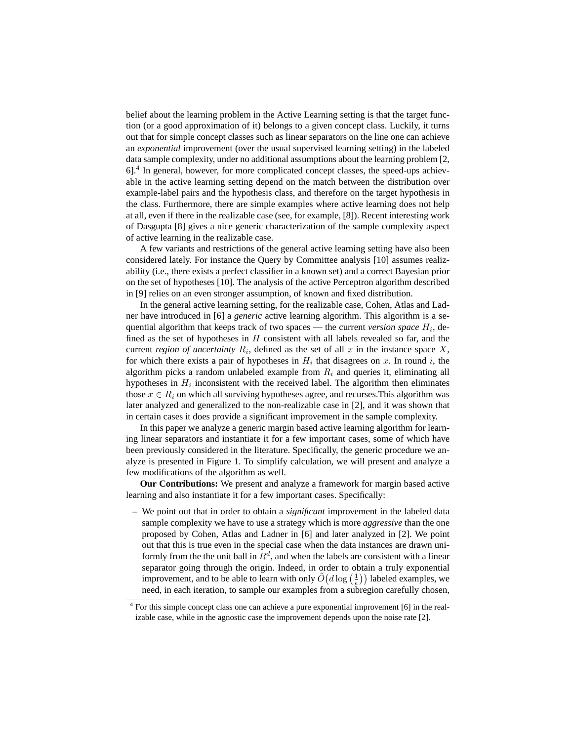belief about the learning problem in the Active Learning setting is that the target function (or a good approximation of it) belongs to a given concept class. Luckily, it turns out that for simple concept classes such as linear separators on the line one can achieve an *exponential* improvement (over the usual supervised learning setting) in the labeled data sample complexity, under no additional assumptions about the learning problem [2, 6].[4] In general, however, for more complicated concept classes, the speed-ups achievable in the active learning setting depend on the match between the distribution over example-label pairs and the hypothesis class, and therefore on the target hypothesis in the class. Furthermore, there are simple examples where active learning does not help at all, even if there in the realizable case (see, for example, [8]). Recent interesting work of Dasgupta [8] gives a nice generic characterization of the sample complexity aspect of active learning in the realizable case.

A few variants and restrictions of the general active learning setting have also been considered lately. For instance the Query by Committee analysis [10] assumes realizability (i.e., there exists a perfect classifier in a known set) and a correct Bayesian prior on the set of hypotheses [10]. The analysis of the active Perceptron algorithm described in [9] relies on an even stronger assumption, of known and fixed distribution.

In the general active learning setting, for the realizable case, Cohen, Atlas and Ladner have introduced in [6] a *generic* active learning algorithm. This algorithm is a sequential algorithm that keeps track of two spaces — the current *version space* $H_i$, defined as the set of hypotheses in $H$ consistent with all labels revealed so far, and the current *region of uncertainty* $R_i$, defined as the set of all $x$ in the instance space $X$, for which there exists a pair of hypotheses in $H_i$ that disagrees on $x$. In round $i$, the algorithm picks a random unlabeled example from $R_i$ and queries it, eliminating all hypotheses in $H_i$ inconsistent with the received label. The algorithm then eliminates those $x \in R_i$ on which all surviving hypotheses agree, and recurses.This algorithm was later analyzed and generalized to the non-realizable case in [2], and it was shown that in certain cases it does provide a significant improvement in the sample complexity.

In this paper we analyze a generic margin based active learning algorithm for learning linear separators and instantiate it for a few important cases, some of which have been previously considered in the literature. Specifically, the generic procedure we analyze is presented in Figure 1. To simplify calculation, we will present and analyze a few modifications of the algorithm as well.

**Our Contributions:** We present and analyze a framework for margin based active learning and also instantiate it for a few important cases. Specifically:

– We point out that in order to obtain a *significant* improvement in the labeled data sample complexity we have to use a strategy which is more *aggressive* than the one proposed by Cohen, Atlas and Ladner in [6] and later analyzed in [2]. We point out that this is true even in the special case when the data instances are drawn uniformly from the the unit ball in $R^d$, and when the labels are consistent with a linear separator going through the origin. Indeed, in order to obtain a truly exponential improvement, and to be able to learn with only $\tilde{O}\big(d \log\left(\frac{1}{\epsilon}\right)\big)$ labeled examples, we need, in each iteration, to sample our examples from a subregion carefully chosen,

[4] For this simple concept class one can achieve a pure exponential improvement [6] in the realizable case, while in the agnostic case the improvement depends upon the noise rate [2].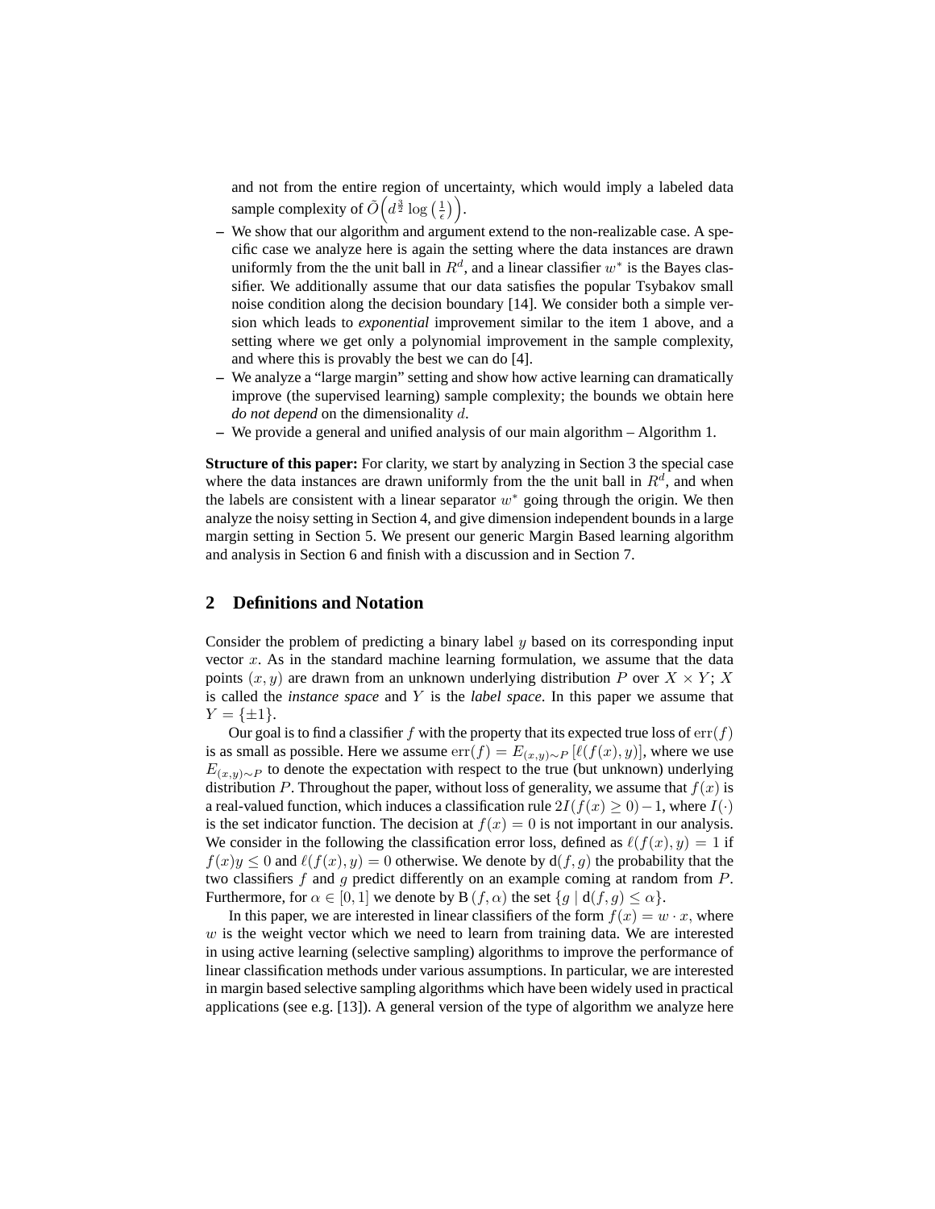and not from the entire region of uncertainty, which would imply a labeled data sample complexity of $\tilde{O}\left(d^{\frac{3}{2}} \log\left(\frac{1}{\epsilon}\right)\right)$.

- We show that our algorithm and argument extend to the non-realizable case. A specific case we analyze here is again the setting where the data instances are drawn uniformly from the the unit ball in $R^d$, and a linear classifier $w^*$ is the Bayes classifier. We additionally assume that our data satisfies the popular Tsybakov small noise condition along the decision boundary [14]. We consider both a simple version which leads to *exponential* improvement similar to the item 1 above, and a setting where we get only a polynomial improvement in the sample complexity, and where this is provably the best we can do [4].
- We analyze a "large margin" setting and show how active learning can dramatically improve (the supervised learning) sample complexity; the bounds we obtain here *do not depend* on the dimensionality $d$.
- We provide a general and unified analysis of our main algorithm – Algorithm 1.

**Structure of this paper:** For clarity, we start by analyzing in Section 3 the special case where the data instances are drawn uniformly from the the unit ball in $R^d$, and when the labels are consistent with a linear separator $w^*$ going through the origin. We then analyze the noisy setting in Section 4, and give dimension independent bounds in a large margin setting in Section 5. We present our generic Margin Based learning algorithm and analysis in Section 6 and finish with a discussion and in Section 7.

## 2 Definitions and Notation

Consider the problem of predicting a binary label $y$ based on its corresponding input vector $x$. As in the standard machine learning formulation, we assume that the data points $(x, y)$ are drawn from an unknown underlying distribution $P$ over $X \times Y$; $X$ is called the *instance space* and $Y$ is the *label space*. In this paper we assume that $Y = \{\pm 1\}$.

Our goal is to find a classifier $f$ with the property that its expected true loss of $\mathrm{err}(f)$ is as small as possible. Here we assume $\mathrm{err}(f) = E_{(x,y)\sim P}\left[\ell(f(x), y)\right]$, where we use $E_{(x,y)\sim P}$ to denote the expectation with respect to the true (but unknown) underlying distribution $P$. Throughout the paper, without loss of generality, we assume that $f(x)$ is a real-valued function, which induces a classification rule $2I(f(x) \geq 0) - 1$, where $I(\cdot)$ is the set indicator function. The decision at $f(x) = 0$ is not important in our analysis. We consider in the following the classification error loss, defined as $\ell(f(x), y) = 1$ if $f(x)y \leq 0$ and $\ell(f(x), y) = 0$ otherwise. We denote by $\mathrm{d}(f, g)$ the probability that the two classifiers $f$ and $g$ predict differently on an example coming at random from $P$. Furthermore, for $\alpha \in [0, 1]$ we denote by $\mathrm{B}\left(f, \alpha\right)$ the set $\{g \mid \mathrm{d}(f, g) \leq \alpha\}$.

In this paper, we are interested in linear classifiers of the form $f(x) = w \cdot x$, where $w$ is the weight vector which we need to learn from training data. We are interested in using active learning (selective sampling) algorithms to improve the performance of linear classification methods under various assumptions. In particular, we are interested in margin based selective sampling algorithms which have been widely used in practical applications (see e.g. [13]). A general version of the type of algorithm we analyze here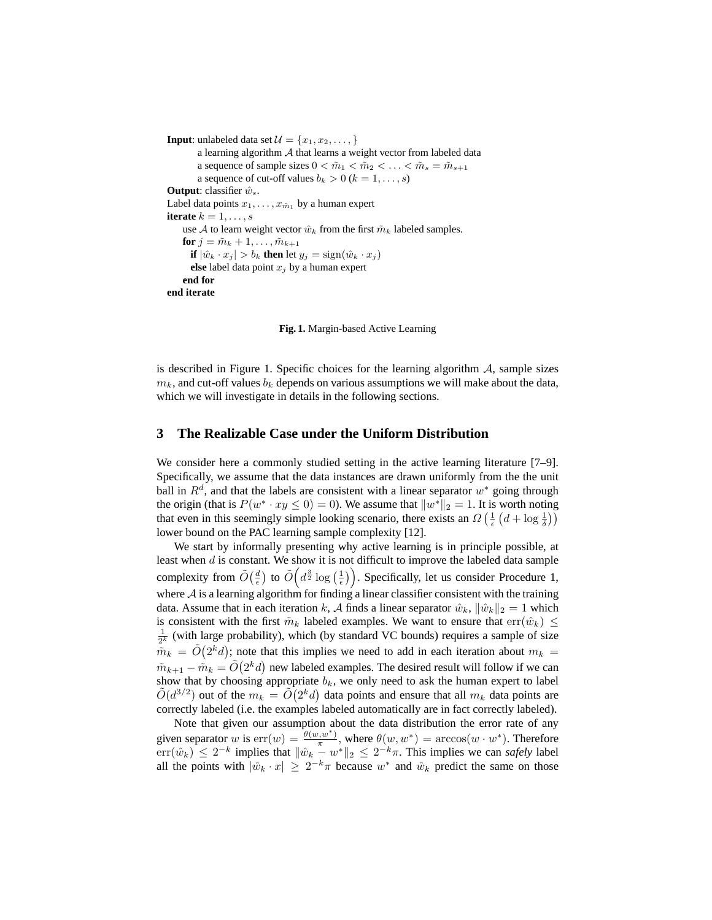**Input**: unlabeled data set $\mathcal{U} = \{x_1, x_2, \ldots, \}$

a learning algorithm $\mathcal{A}$ that learns a weight vector from labeled data

a sequence of sample sizes $0 < \tilde{m}_1 < \tilde{m}_2 < \ldots < \tilde{m}_s = \tilde{m}_{s+1}$

a sequence of cut-off values $b_k > 0$ ($k = 1, \ldots, s$)

**Output**: classifier $\hat{w}_s$.

Label data points $x_1, \ldots, x_{\tilde{m}_1}$ by a human expert

**iterate** $k = 1, \ldots, s$

use $\mathcal{A}$ to learn weight vector $\hat{w}_k$ from the first $\tilde{m}_k$ labeled samples.

**for** $j = \tilde{m}_k + 1, \ldots, \tilde{m}_{k+1}$

**if** $|\hat{w}_k \cdot x_j| > b_k$ **then** let $y_j = \mathrm{sign}(\hat{w}_k \cdot x_j)$

**else** label data point $x_j$ by a human expert

**end for**

**end iterate**

**Fig. 1.** Margin-based Active Learning

is described in Figure 1. Specific choices for the learning algorithm $\mathcal{A}$, sample sizes $m_k$, and cut-off values $b_k$ depends on various assumptions we will make about the data, which we will investigate in details in the following sections.

## 3 The Realizable Case under the Uniform Distribution

We consider here a commonly studied setting in the active learning literature [7–9]. Specifically, we assume that the data instances are drawn uniformly from the the unit ball in $R^d$, and that the labels are consistent with a linear separator $w^*$ going through the origin (that is $P(w^* \cdot xy \leq 0) = 0$). We assume that $\|w^*\|_2 = 1$. It is worth noting that even in this seemingly simple looking scenario, there exists an $\Omega\left(\frac{1}{\epsilon}\left(d + \log\frac{1}{\delta}\right)\right)$ lower bound on the PAC learning sample complexity [12].

We start by informally presenting why active learning is in principle possible, at least when $d$ is constant. We show it is not difficult to improve the labeled data sample complexity from $\tilde{O}\big(\frac{d}{\epsilon}\big)$ to $\tilde{O}\Big(d^{\frac{3}{2}} \log\big(\frac{1}{\epsilon}\big)\Big)$. Specifically, let us consider Procedure 1, where $\mathcal{A}$ is a learning algorithm for finding a linear classifier consistent with the training data. Assume that in each iteration $k$, $\mathcal{A}$ finds a linear separator $\hat{w}_k$, $\|\hat{w}_k\|_2 = 1$ which is consistent with the first $\tilde{m}_k$ labeled examples. We want to ensure that $\mathrm{err}(\hat{w}_k) \leq \frac{1}{2^k}$ (with large probability), which (by standard VC bounds) requires a sample of size $\tilde{m}_k = \tilde{O}\big(2^k d\big)$; note that this implies we need to add in each iteration about $m_k = \tilde{m}_{k+1} - \tilde{m}_k = \tilde{O}\big(2^k d\big)$ new labeled examples. The desired result will follow if we can show that by choosing appropriate $b_k$, we only need to ask the human expert to label $\tilde{O}(d^{3/2})$ out of the $m_k = \tilde{O}\big(2^k d\big)$ data points and ensure that all $m_k$ data points are correctly labeled (i.e. the examples labeled automatically are in fact correctly labeled).

Note that given our assumption about the data distribution the error rate of any given separator $w$ is $\mathrm{err}(w) = \frac{\theta(w, w^*)}{\pi}$, where $\theta(w, w^*) = \arccos(w \cdot w^*)$. Therefore $\mathrm{err}(\hat{w}_k) \leq 2^{-k}$ implies that $\|\hat{w}_k - w^*\|_2 \leq 2^{-k}\pi$. This implies we can *safely* label all the points with $|\hat{w}_k \cdot x| \geq 2^{-k}\pi$ because $w^*$ and $\hat{w}_k$ predict the same on those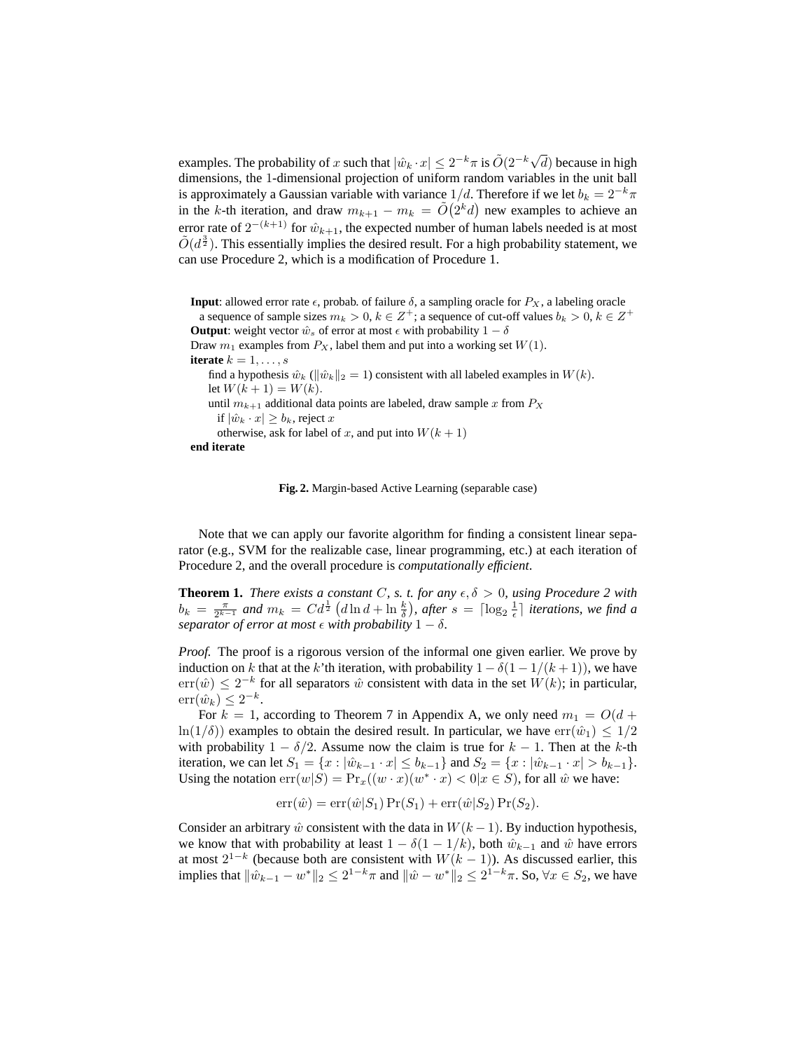examples. The probability of $x$ such that $|\hat{w}_k \cdot x| \leq 2^{-k}\pi$ is $\tilde{O}(2^{-k}\sqrt{d})$ because in high dimensions, the 1-dimensional projection of uniform random variables in the unit ball is approximately a Gaussian variable with variance $1/d$. Therefore if we let $b_k = 2^{-k}\pi$ in the $k$-th iteration, and draw $m_{k+1} - m_k = \tilde{O}(2^k d)$ new examples to achieve an error rate of $2^{-(k+1)}$ for $\hat{w}_{k+1}$, the expected number of human labels needed is at most $\tilde{O}(d^{\frac{3}{2}})$. This essentially implies the desired result. For a high probability statement, we can use Procedure 2, which is a modification of Procedure 1.

**Input**: allowed error rate $\epsilon$, probab. of failure $\delta$, a sampling oracle for $P_X$, a labeling oracle
  a sequence of sample sizes $m_k > 0$, $k \in Z^+$; a sequence of cut-off values $b_k > 0$, $k \in Z^+$
**Output**: weight vector $\hat{w}_s$ of error at most $\epsilon$ with probability $1 - \delta$
Draw $m_1$ examples from $P_X$, label them and put into a working set $W(1)$.
**iterate** $k = 1, \ldots, s$
  find a hypothesis $\hat{w}_k$ ($\|\hat{w}_k\|_2 = 1$) consistent with all labeled examples in $W(k)$.
  let $W(k+1) = W(k)$.
  until $m_{k+1}$ additional data points are labeled, draw sample $x$ from $P_X$
    if $|\hat{w}_k \cdot x| \geq b_k$, reject $x$
    otherwise, ask for label of $x$, and put into $W(k+1)$
**end iterate**

**Fig. 2.** Margin-based Active Learning (separable case)

Note that we can apply our favorite algorithm for finding a consistent linear separator (e.g., SVM for the realizable case, linear programming, etc.) at each iteration of Procedure 2, and the overall procedure is *computationally efficient*.

**Theorem 1.** *There exists a constant $C$, s. t. for any $\epsilon, \delta > 0$, using Procedure 2 with $b_k = \frac{\pi}{2^{k-1}}$ and $m_k = Cd^{\frac{1}{2}}\left(d \ln d + \ln \frac{k}{\delta}\right)$, after $s = \lceil \log_2 \frac{1}{\epsilon} \rceil$ iterations, we find a separator of error at most $\epsilon$ with probability $1 - \delta$.*

*Proof.* The proof is a rigorous version of the informal one given earlier. We prove by induction on $k$ that at the $k$'th iteration, with probability $1 - \delta(1 - 1/(k+1))$, we have $\mathrm{err}(\hat{w}) \leq 2^{-k}$ for all separators $\hat{w}$ consistent with data in the set $W(k)$; in particular, $\mathrm{err}(\hat{w}_k) \leq 2^{-k}$.

For $k = 1$, according to Theorem 7 in Appendix A, we only need $m_1 = O(d + \ln(1/\delta))$ examples to obtain the desired result. In particular, we have $\mathrm{err}(\hat{w}_1) \leq 1/2$ with probability $1 - \delta/2$. Assume now the claim is true for $k - 1$. Then at the $k$-th iteration, we can let $S_1 = \{x : |\hat{w}_{k-1} \cdot x| \leq b_{k-1}\}$ and $S_2 = \{x : |\hat{w}_{k-1} \cdot x| > b_{k-1}\}$. Using the notation $\mathrm{err}(w|S) = \Pr_x((w \cdot x)(w^* \cdot x) < 0 | x \in S)$, for all $\hat{w}$ we have:

$$\mathrm{err}(\hat{w}) = \mathrm{err}(\hat{w}|S_1)\Pr(S_1) + \mathrm{err}(\hat{w}|S_2)\Pr(S_2).$$

Consider an arbitrary $\hat{w}$ consistent with the data in $W(k-1)$. By induction hypothesis, we know that with probability at least $1 - \delta(1 - 1/k)$, both $\hat{w}_{k-1}$ and $\hat{w}$ have errors at most $2^{1-k}$ (because both are consistent with $W(k-1)$). As discussed earlier, this implies that $\|\hat{w}_{k-1} - w^*\|_2 \leq 2^{1-k}\pi$ and $\|\hat{w} - w^*\|_2 \leq 2^{1-k}\pi$. So, $\forall x \in S_2$, we have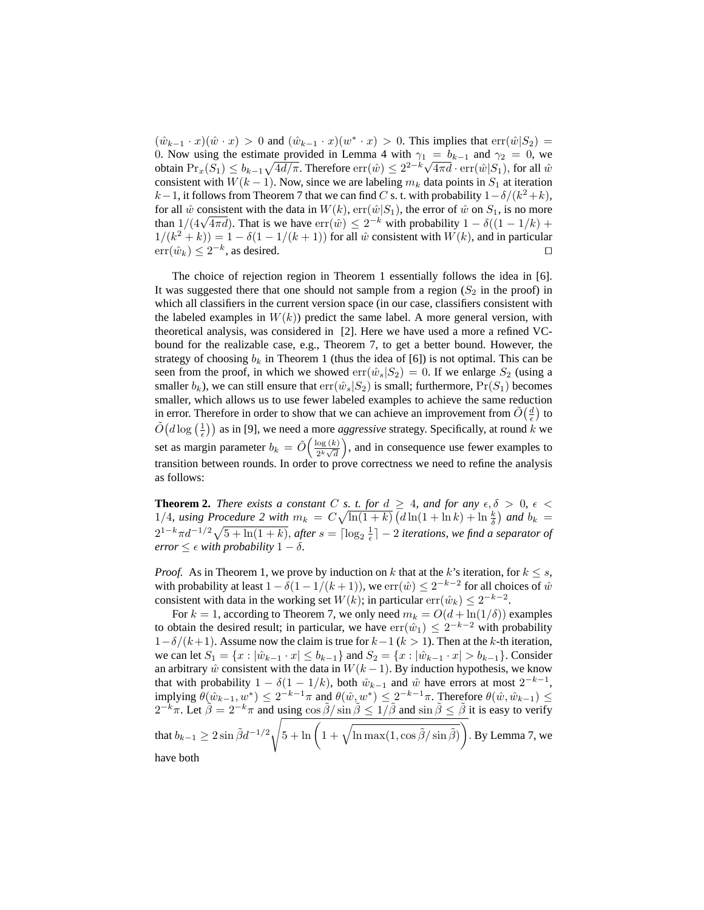$(\hat{w}_{k-1} \cdot x)(\hat{w} \cdot x) > 0$ and $(\hat{w}_{k-1} \cdot x)(w^* \cdot x) > 0$. This implies that $\mathrm{err}(\hat{w}|S_2) = 0$. Now using the estimate provided in Lemma 4 with $\gamma_1 = b_{k-1}$ and $\gamma_2 = 0$, we obtain $\Pr_x(S_1) \leq b_{k-1}\sqrt{4d/\pi}$. Therefore $\mathrm{err}(\hat{w}) \leq 2^{2-k}\sqrt{4\pi d} \cdot \mathrm{err}(\hat{w}|S_1)$, for all $\hat{w}$ consistent with $W(k-1)$. Now, since we are labeling $m_k$ data points in $S_1$ at iteration $k-1$, it follows from Theorem 7 that we can find $C$ s. t. with probability $1-\delta/(k^2+k)$, for all $\hat{w}$ consistent with the data in $W(k)$, $\mathrm{err}(\hat{w}|S_1)$, the error of $\hat{w}$ on $S_1$, is no more than $1/(4\sqrt{4\pi d})$. That is we have $\mathrm{err}(\hat{w}) \leq 2^{-k}$ with probability $1 - \delta((1 - 1/k) + 1/(k^2 + k)) = 1 - \delta(1 - 1/(k+1))$ for all $\hat{w}$ consistent with $W(k)$, and in particular $\mathrm{err}(\hat{w}_k) \leq 2^{-k}$, as desired. □

The choice of rejection region in Theorem 1 essentially follows the idea in [6]. It was suggested there that one should not sample from a region ($S_2$ in the proof) in which all classifiers in the current version space (in our case, classifiers consistent with the labeled examples in $W(k)$) predict the same label. A more general version, with theoretical analysis, was considered in [2]. Here we have used a more a refined VC-bound for the realizable case, e.g., Theorem 7, to get a better bound. However, the strategy of choosing $b_k$ in Theorem 1 (thus the idea of [6]) is not optimal. This can be seen from the proof, in which we showed $\mathrm{err}(\hat{w}_s|S_2) = 0$. If we enlarge $S_2$ (using a smaller $b_k$), we can still ensure that $\mathrm{err}(\hat{w}_s|S_2)$ is small; furthermore, $\Pr(S_1)$ becomes smaller, which allows us to use fewer labeled examples to achieve the same reduction in error. Therefore in order to show that we can achieve an improvement from $\tilde{O}\big(\frac{d}{\epsilon}\big)$ to $\tilde{O}\big(d \log\big(\frac{1}{\epsilon}\big)\big)$ as in [9], we need a more *aggressive* strategy. Specifically, at round $k$ we set as margin parameter $b_k = \tilde{O}\Big(\frac{\log(k)}{2^k\sqrt{d}}\Big)$, and in consequence use fewer examples to transition between rounds. In order to prove correctness we need to refine the analysis as follows:

**Theorem 2.** *There exists a constant $C$ s. t. for $d \geq 4$, and for any $\epsilon, \delta > 0$, $\epsilon < 1/4$, using Procedure 2 with $m_k = C\sqrt{\ln(1+k)}\left(d\ln(1 + \ln k) + \ln \frac{k}{\delta}\right)$ and $b_k = 2^{1-k}\pi d^{-1/2}\sqrt{5 + \ln(1 + k)}$, after $s = \lceil \log_2 \frac{1}{\epsilon} \rceil - 2$ iterations, we find a separator of error $\leq \epsilon$ with probability $1 - \delta$.*

*Proof.* As in Theorem 1, we prove by induction on $k$ that at the $k$'s iteration, for $k \leq s$, with probability at least $1 - \delta(1 - 1/(k+1))$, we $\mathrm{err}(\hat{w}) \leq 2^{-k-2}$ for all choices of $\hat{w}$ consistent with data in the working set $W(k)$; in particular $\mathrm{err}(\hat{w}_k) \leq 2^{-k-2}$.

For $k = 1$, according to Theorem 7, we only need $m_k = O(d + \ln(1/\delta))$ examples to obtain the desired result; in particular, we have $\mathrm{err}(\hat{w}_1) \leq 2^{-k-2}$ with probability $1-\delta/(k+1)$. Assume now the claim is true for $k-1$ ($k > 1$). Then at the $k$-th iteration, we can let $S_1 = \{x : |\hat{w}_{k-1} \cdot x| \leq b_{k-1}\}$ and $S_2 = \{x : |\hat{w}_{k-1} \cdot x| > b_{k-1}\}$. Consider an arbitrary $\hat{w}$ consistent with the data in $W(k-1)$. By induction hypothesis, we know that with probability $1 - \delta(1 - 1/k)$, both $\hat{w}_{k-1}$ and $\hat{w}$ have errors at most $2^{-k-1}$, implying $\theta(\hat{w}_{k-1}, w^*) \leq 2^{-k-1}\pi$ and $\theta(\hat{w}, w^*) \leq 2^{-k-1}\pi$. Therefore $\theta(\hat{w}, \hat{w}_{k-1}) \leq 2^{-k}\pi$. Let $\tilde{\beta} = 2^{-k}\pi$ and using $\cos\tilde{\beta}/\sin\tilde{\beta} \leq 1/\tilde{\beta}$ and $\sin\tilde{\beta} \leq \tilde{\beta}$ it is easy to verify that $b_{k-1} \geq 2\sin\tilde{\beta}d^{-1/2}\sqrt{5 + \ln\left(1 + \sqrt{\ln\max(1, \cos\tilde{\beta}/\sin\tilde{\beta})}\right)}$. By Lemma 7, we have both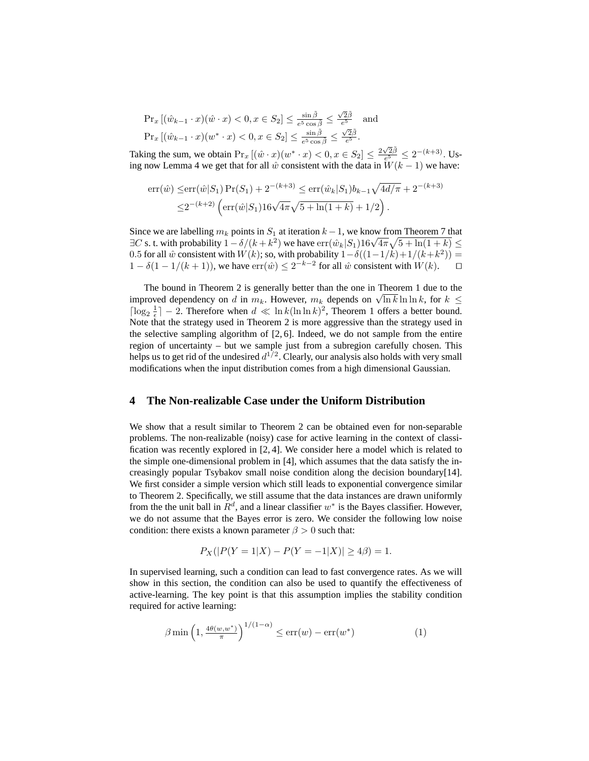$$\Pr_x\left[(\hat{w}_{k-1}\cdot x)(\hat{w}\cdot x)<0, x\in S_2\right] \le \frac{\sin\tilde{\beta}}{e^5\cos\beta} \le \frac{\sqrt{2}\tilde{\beta}}{e^5} \quad \text{and}$$
$$\Pr_x\left[(\hat{w}_{k-1}\cdot x)(w^*\cdot x)<0, x\in S_2\right] \le \frac{\sin\tilde{\beta}}{e^5\cos\tilde{\beta}} \le \frac{\sqrt{2}\tilde{\beta}}{e^5}.$$

Taking the sum, we obtain $\Pr_x\left[(\hat{w}\cdot x)(w^*\cdot x)<0, x\in S_2\right] \le \frac{2\sqrt{2}\tilde{\beta}}{e^5} \le 2^{-(k+3)}$. Using now Lemma 4 we get that for all $\hat{w}$ consistent with the data in $W(k-1)$ we have:

$$\begin{aligned}
\mathrm{err}(\hat{w}) \le & \mathrm{err}(\hat{w}|S_1)\Pr(S_1) + 2^{-(k+3)} \le \mathrm{err}(\hat{w}_k|S_1) b_{k-1}\sqrt{4d/\pi} + 2^{-(k+3)} \\
\le & 2^{-(k+2)}\left(\mathrm{err}(\hat{w}|S_1) 16\sqrt{4\pi}\sqrt{5+\ln(1+k)} + 1/2\right).
\end{aligned}$$

Since we are labelling $m_k$ points in $S_1$ at iteration $k-1$, we know from Theorem 7 that $\exists C$ s. t. with probability $1-\delta/(k+k^2)$ we have $\mathrm{err}(\hat{w}_k|S_1)16\sqrt{4\pi}\sqrt{5+\ln(1+k)} \le 0.5$ for all $\hat{w}$ consistent with $W(k)$; so, with probability $1-\delta((1-1/k)+1/(k+k^2)) = 1-\delta(1-1/(k+1))$, we have $\mathrm{err}(\hat{w}) \le 2^{-k-2}$ for all $\hat{w}$ consistent with $W(k)$. □

The bound in Theorem 2 is generally better than the one in Theorem 1 due to the improved dependency on $d$ in $m_k$. However, $m_k$ depends on $\sqrt{\ln k}\ln\ln k$, for $k \le \lceil \log_2 \frac{1}{\epsilon}\rceil - 2$. Therefore when $d \ll \ln k(\ln\ln k)^2$, Theorem 1 offers a better bound. Note that the strategy used in Theorem 2 is more aggressive than the strategy used in the selective sampling algorithm of [2, 6]. Indeed, we do not sample from the entire region of uncertainty – but we sample just from a subregion carefully chosen. This helps us to get rid of the undesired $d^{1/2}$. Clearly, our analysis also holds with very small modifications when the input distribution comes from a high dimensional Gaussian.

## 4 The Non-realizable Case under the Uniform Distribution

We show that a result similar to Theorem 2 can be obtained even for non-separable problems. The non-realizable (noisy) case for active learning in the context of classification was recently explored in [2, 4]. We consider here a model which is related to the simple one-dimensional problem in [4], which assumes that the data satisfy the increasingly popular Tsybakov small noise condition along the decision boundary[14]. We first consider a simple version which still leads to exponential convergence similar to Theorem 2. Specifically, we still assume that the data instances are drawn uniformly from the the unit ball in $R^d$, and a linear classifier $w^*$ is the Bayes classifier. However, we do not assume that the Bayes error is zero. We consider the following low noise condition: there exists a known parameter $\beta > 0$ such that:

$$P_X(|P(Y=1|X) - P(Y=-1|X)| \ge 4\beta) = 1.$$

In supervised learning, such a condition can lead to fast convergence rates. As we will show in this section, the condition can also be used to quantify the effectiveness of active-learning. The key point is that this assumption implies the stability condition required for active learning:

$$\beta \min\left(1, \frac{4\theta(w,w^*)}{\pi}\right)^{1/(1-\alpha)} \le \mathrm{err}(w) - \mathrm{err}(w^*) \tag{1}$$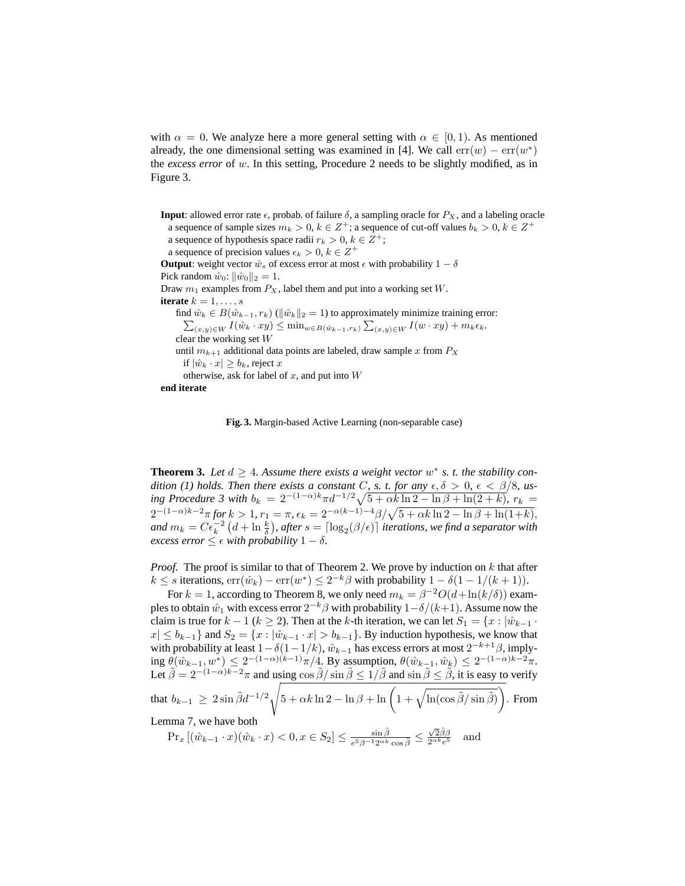with $\alpha = 0$. We analyze here a more general setting with $\alpha \in [0, 1)$. As mentioned already, the one dimensional setting was examined in [4]. We call $\mathrm{err}(w) - \mathrm{err}(w^*)$ the *excess error* of $w$. In this setting, Procedure 2 needs to be slightly modified, as in Figure 3.

**Input**: allowed error rate $\epsilon$, probab. of failure $\delta$, a sampling oracle for $P_X$, and a labeling oracle
a sequence of sample sizes $m_k > 0$, $k \in Z^+$; a sequence of cut-off values $b_k > 0$, $k \in Z^+$
a sequence of hypothesis space radii $r_k > 0$, $k \in Z^+$;
a sequence of precision values $\epsilon_k > 0$, $k \in Z^+$
**Output**: weight vector $\hat{w}_s$ of excess error at most $\epsilon$ with probability $1 - \delta$
Pick random $\hat{w}_0$: $\|\hat{w}_0\|_2 = 1$.
Draw $m_1$ examples from $P_X$, label them and put into a working set $W$.
**iterate** $k = 1, \ldots, s$
find $\hat{w}_k \in B(\hat{w}_{k-1}, r_k)$ ($\|\hat{w}_k\|_2 = 1$) to approximately minimize training error:
$\sum_{(x,y)\in W} I(\hat{w}_k \cdot xy) \le \min_{w \in B(\hat{w}_{k-1}, r_k)} \sum_{(x,y)\in W} I(w \cdot xy) + m_k \epsilon_k$.
clear the working set $W$
until $m_{k+1}$ additional data points are labeled, draw sample $x$ from $P_X$
if $|\hat{w}_k \cdot x| \ge b_k$, reject $x$
otherwise, ask for label of $x$, and put into $W$
**end iterate**

**Fig. 3.** Margin-based Active Learning (non-separable case)

**Theorem 3.** *Let $d \ge 4$. Assume there exists a weight vector $w^*$ s. t. the stability condition (1) holds. Then there exists a constant $C$, s. t. for any $\epsilon, \delta > 0$, $\epsilon < \beta/8$, using Procedure 3 with $b_k = 2^{-(1-\alpha)k}\pi d^{-1/2}\sqrt{5 + \alpha k \ln 2 - \ln \beta + \ln(2 + k)}$, $r_k = 2^{-(1-\alpha)k-2}\pi$ for $k > 1$, $r_1 = \pi$, $\epsilon_k = 2^{-\alpha(k-1)-4}\beta/\sqrt{5 + \alpha k \ln 2 - \ln \beta + \ln(1+k)}$, and $m_k = C\epsilon_k^{-2}\left(d + \ln \frac{k}{\delta}\right)$, after $s = \lceil \log_2(\beta/\epsilon) \rceil$ iterations, we find a separator with excess error $\le \epsilon$ with probability $1 - \delta$.*

*Proof.* The proof is similar to that of Theorem 2. We prove by induction on $k$ that after $k \le s$ iterations, $\mathrm{err}(\hat{w}_k) - \mathrm{err}(w^*) \le 2^{-k}\beta$ with probability $1 - \delta(1 - 1/(k+1))$.

For $k = 1$, according to Theorem 8, we only need $m_k = \beta^{-2}O(d + \ln(k/\delta))$ examples to obtain $\hat{w}_1$ with excess error $2^{-k}\beta$ with probability $1 - \delta/(k+1)$. Assume now the claim is true for $k - 1$ ($k \ge 2$). Then at the $k$-th iteration, we can let $S_1 = \{x : |\hat{w}_{k-1} \cdot x| \le b_{k-1}\}$ and $S_2 = \{x : |\hat{w}_{k-1} \cdot x| > b_{k-1}\}$. By induction hypothesis, we know that with probability at least $1 - \delta(1 - 1/k)$, $\hat{w}_{k-1}$ has excess errors at most $2^{-k+1}\beta$, implying $\theta(\hat{w}_{k-1}, w^*) \le 2^{-(1-\alpha)(k-1)}\pi/4$. By assumption, $\theta(\hat{w}_{k-1}, \hat{w}_k) \le 2^{-(1-\alpha)k-2}\pi$. Let $\tilde{\beta} = 2^{-(1-\alpha)k-2}\pi$ and using $\cos\tilde{\beta}/\sin\tilde{\beta} \le 1/\tilde{\beta}$ and $\sin\tilde{\beta} \le \tilde{\beta}$, it is easy to verify that $b_{k-1} \ge 2\sin\tilde{\beta}d^{-1/2}\sqrt{5 + \alpha k \ln 2 - \ln \beta + \ln\left(1 + \sqrt{\ln(\cos\tilde{\beta}/\sin\tilde{\beta})}\right)}$. From Lemma 7, we have both

$$\Pr_x\left[(\hat{w}_{k-1} \cdot x)(\hat{w}_k \cdot x) < 0, x \in S_2\right] \le \frac{\sin\tilde{\beta}}{e^5 \beta^{-1} 2^{\alpha k} \cos\tilde{\beta}} \le \frac{\sqrt{2}\tilde{\beta}\beta}{2^{\alpha k} e^5} \quad \text{and}$$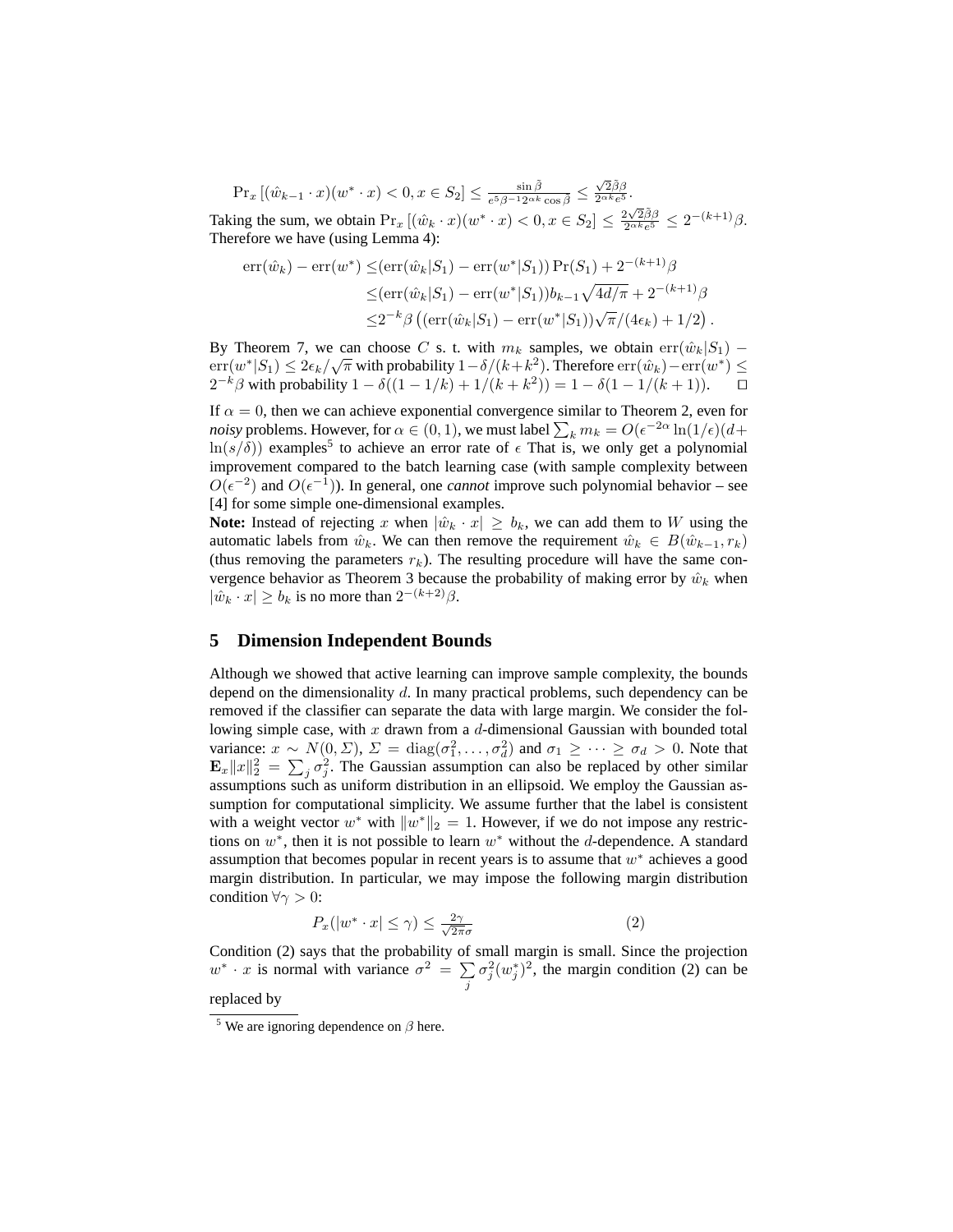$$\Pr_x\left[(\hat{w}_{k-1}\cdot x)(w^*\cdot x)<0, x\in S_2\right] \le \frac{\sin\tilde{\beta}}{e^5\beta^{-1}2^{\alpha k}\cos\tilde{\beta}} \le \frac{\sqrt{2}\tilde{\beta}\beta}{2^{\alpha k}e^5}.$$

Taking the sum, we obtain $\Pr_x\left[(\hat{w}_k\cdot x)(w^*\cdot x)<0, x\in S_2\right] \le \frac{2\sqrt{2}\tilde{\beta}\beta}{2^{\alpha k}e^5} \le 2^{-(k+1)}\beta$. Therefore we have (using Lemma 4):

$$\begin{aligned}
\mathrm{err}(\hat{w}_k)-\mathrm{err}(w^*) \le & (\mathrm{err}(\hat{w}_k|S_1)-\mathrm{err}(w^*|S_1))\Pr(S_1)+2^{-(k+1)}\beta \\
\le & (\mathrm{err}(\hat{w}_k|S_1)-\mathrm{err}(w^*|S_1))b_{k-1}\sqrt{4d/\pi}+2^{-(k+1)}\beta \\
\le & 2^{-k}\beta\left((\mathrm{err}(\hat{w}_k|S_1)-\mathrm{err}(w^*|S_1))\sqrt{\pi}/(4\epsilon_k)+1/2\right).
\end{aligned}$$

By Theorem 7, we can choose $C$ s. t. with $m_k$ samples, we obtain $\mathrm{err}(\hat{w}_k|S_1)-\mathrm{err}(w^*|S_1)\le 2\epsilon_k/\sqrt{\pi}$ with probability $1-\delta/(k+k^2)$. Therefore $\mathrm{err}(\hat{w}_k)-\mathrm{err}(w^*)\le 2^{-k}\beta$ with probability $1-\delta((1-1/k)+1/(k+k^2)) = 1-\delta(1-1/(k+1))$. □

If $\alpha=0$, then we can achieve exponential convergence similar to Theorem 2, even for *noisy* problems. However, for $\alpha\in(0,1)$, we must label $\sum_k m_k = O(\epsilon^{-2\alpha}\ln(1/\epsilon)(d+\ln(s/\delta))$ examples[5] to achieve an error rate of $\epsilon$ That is, we only get a polynomial improvement compared to the batch learning case (with sample complexity between $O(\epsilon^{-2})$ and $O(\epsilon^{-1})$). In general, one *cannot* improve such polynomial behavior – see [4] for some simple one-dimensional examples.

**Note:** Instead of rejecting $x$ when $|\hat{w}_k\cdot x|\ge b_k$, we can add them to $W$ using the automatic labels from $\hat{w}_k$. We can then remove the requirement $\hat{w}_k\in B(\hat{w}_{k-1},r_k)$ (thus removing the parameters $r_k$). The resulting procedure will have the same convergence behavior as Theorem 3 because the probability of making error by $\hat{w}_k$ when $|\hat{w}_k\cdot x|\ge b_k$ is no more than $2^{-(k+2)}\beta$.

## 5 Dimension Independent Bounds

Although we showed that active learning can improve sample complexity, the bounds depend on the dimensionality $d$. In many practical problems, such dependency can be removed if the classifier can separate the data with large margin. We consider the following simple case, with $x$ drawn from a $d$-dimensional Gaussian with bounded total variance: $x\sim N(0,\Sigma)$, $\Sigma=\mathrm{diag}(\sigma_1^2,\ldots,\sigma_d^2)$ and $\sigma_1\ge\cdots\ge\sigma_d>0$. Note that $\mathbf{E}_x\|x\|_2^2=\sum_j\sigma_j^2$. The Gaussian assumption can also be replaced by other similar assumptions such as uniform distribution in an ellipsoid. We employ the Gaussian assumption for computational simplicity. We assume further that the label is consistent with a weight vector $w^*$ with $\|w^*\|_2=1$. However, if we do not impose any restrictions on $w^*$, then it is not possible to learn $w^*$ without the $d$-dependence. A standard assumption that becomes popular in recent years is to assume that $w^*$ achieves a good margin distribution. In particular, we may impose the following margin distribution condition $\forall\gamma>0$:

$$P_x(|w^*\cdot x|\le\gamma)\le\frac{2\gamma}{\sqrt{2\pi}\sigma} \tag{2}$$

Condition (2) says that the probability of small margin is small. Since the projection $w^*\cdot x$ is normal with variance $\sigma^2=\sum_j\sigma_j^2(w_j^*)^2$, the margin condition (2) can be replaced by

[5] We are ignoring dependence on $\beta$ here.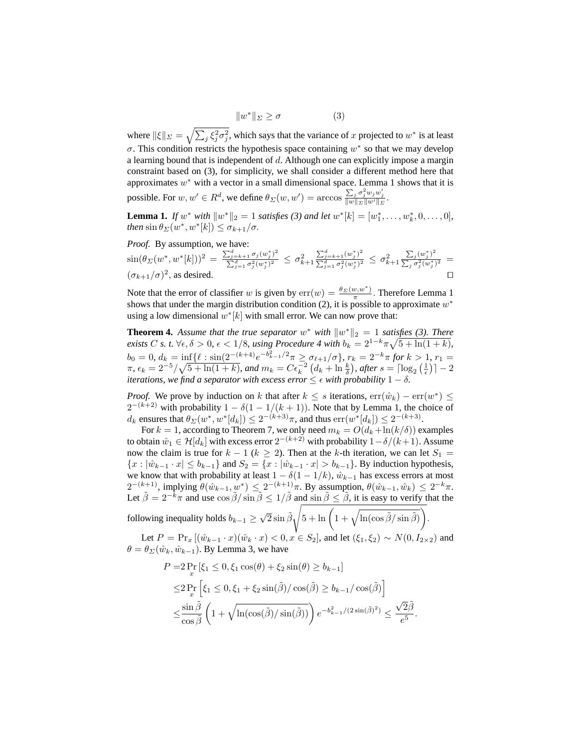$$\|w^*\|_\Sigma \geq \sigma \tag{3}$$

where $\|\xi\|_\Sigma = \sqrt{\sum_j \xi_j^2 \sigma_j^2}$, which says that the variance of $x$ projected to $w^*$ is at least $\sigma$. This condition restricts the hypothesis space containing $w^*$ so that we may develop a learning bound that is independent of $d$. Although one can explicitly impose a margin constraint based on (3), for simplicity, we shall consider a different method here that approximates $w^*$ with a vector in a small dimensional space. Lemma 1 shows that it is possible. For $w, w' \in R^d$, we define $\theta_\Sigma(w, w') = \arccos \frac{\sum_j \sigma_j^2 w_j w_j'}{\|w\|_\Sigma \|w'\|_\Sigma}$.

**Lemma 1.** *If $w^*$ with $\|w^*\|_2 = 1$ satisfies (3) and let $w^*[k] = [w_1^*, \ldots, w_k^*, 0, \ldots, 0]$, then $\sin \theta_\Sigma(w^*, w^*[k]) \leq \sigma_{k+1}/\sigma$.*

*Proof.* By assumption, we have:
$\sin(\theta_\Sigma(w^*, w^*[k]))^2 = \frac{\sum_{j=k+1}^d \sigma_j (w_j^*)^2}{\sum_{j=1}^d \sigma_j^2 (w_j^*)^2} \leq \sigma_{k+1}^2 \frac{\sum_{j=k+1}^d (w_j^*)^2}{\sum_{j=1}^d \sigma_j^2 (w_j^*)^2} \leq \sigma_{k+1}^2 \frac{\sum_j (w_j^*)^2}{\sum_j \sigma_j^2 (w_j^*)^2} = (\sigma_{k+1}/\sigma)^2$, as desired. $\square$

Note that the error of classifier $w$ is given by $\mathrm{err}(w) = \frac{\theta_\Sigma(w, w^*)}{\pi}$. Therefore Lemma 1 shows that under the margin distribution condition (2), it is possible to approximate $w^*$ using a low dimensional $w^*[k]$ with small error. We can now prove that:

**Theorem 4.** *Assume that the true separator $w^*$ with $\|w^*\|_2 = 1$ satisfies (3). There exists $C$ s. t. $\forall \epsilon, \delta > 0$, $\epsilon < 1/8$, using Procedure 4 with $b_k = 2^{1-k}\pi\sqrt{5 + \ln(1+k)}$, $b_0 = 0$, $d_k = \inf\{\ell : \sin(2^{-(k+4)} e^{-b_{k-1}^2/2}\pi \geq \sigma_{\ell+1}/\sigma\}$, $r_k = 2^{-k}\pi$ for $k > 1$, $r_1 = \pi$, $\epsilon_k = 2^{-5}/\sqrt{5 + \ln(1+k)}$, and $m_k = C\epsilon_k^{-2}\left(d_k + \ln \frac{k}{\delta}\right)$, after $s = \lceil \log_2\left(\frac{1}{\epsilon}\right) \rceil - 2$ iterations, we find a separator with excess error $\leq \epsilon$ with probability $1 - \delta$.*

*Proof.* We prove by induction on $k$ that after $k \leq s$ iterations, $\mathrm{err}(\hat{w}_k) - \mathrm{err}(w^*) \leq 2^{-(k+2)}$ with probability $1 - \delta(1 - 1/(k+1))$. Note that by Lemma 1, the choice of $d_k$ ensures that $\theta_\Sigma(w^*, w^*[d_k]) \leq 2^{-(k+3)}\pi$, and thus $\mathrm{err}(w^*[d_k]) \leq 2^{-(k+3)}$.

For $k = 1$, according to Theorem 7, we only need $m_k = O(d_k + \ln(k/\delta))$ examples to obtain $\hat{w}_1 \in \mathcal{H}[d_k]$ with excess error $2^{-(k+2)}$ with probability $1 - \delta/(k+1)$. Assume now the claim is true for $k-1$ ($k \geq 2$). Then at the $k$-th iteration, we can let $S_1 = \{x : |\hat{w}_{k-1} \cdot x| \leq b_{k-1}\}$ and $S_2 = \{x : |\hat{w}_{k-1} \cdot x| > b_{k-1}\}$. By induction hypothesis, we know that with probability at least $1 - \delta(1 - 1/k)$, $\hat{w}_{k-1}$ has excess errors at most $2^{-(k+1)}$, implying $\theta(\hat{w}_{k-1}, w^*) \leq 2^{-(k+1)}\pi$. By assumption, $\theta(\hat{w}_{k-1}, \hat{w}_k) \leq 2^{-k}\pi$. Let $\tilde{\beta} = 2^{-k}\pi$ and use $\cos\tilde{\beta}/\sin\tilde{\beta} \leq 1/\tilde{\beta}$ and $\sin\tilde{\beta} \leq \tilde{\beta}$, it is easy to verify that the following inequality holds $b_{k-1} \geq \sqrt{2}\sin\tilde{\beta}\sqrt{5 + \ln\left(1 + \sqrt{\ln(\cos\tilde{\beta}/\sin\tilde{\beta})}\right)}$.

Let $P = \Pr_x[(\hat{w}_{k-1} \cdot x)(\hat{w}_k \cdot x) < 0, x \in S_2]$, and let $(\xi_1, \xi_2) \sim N(0, I_{2\times 2})$ and $\theta = \theta_\Sigma(\hat{w}_k, \hat{w}_{k-1})$. By Lemma 3, we have

$$\begin{aligned}
P =& 2\Pr_x\left[\xi_1 \leq 0, \xi_1 \cos(\theta) + \xi_2 \sin(\theta) \geq b_{k-1}\right] \\
\leq& 2\Pr_x\left[\xi_1 \leq 0, \xi_1 + \xi_2 \sin(\tilde{\beta})/\cos(\tilde{\beta}) \geq b_{k-1}/\cos(\tilde{\beta})\right] \\
\leq& \frac{\sin\tilde{\beta}}{\cos\tilde{\beta}}\left(1 + \sqrt{\ln(\cos(\tilde{\beta})/\sin(\tilde{\beta}))}\right) e^{-b_{k-1}^2/(2\sin(\tilde{\beta})^2)} \leq \frac{\sqrt{2}\tilde{\beta}}{e^5}.
\end{aligned}$$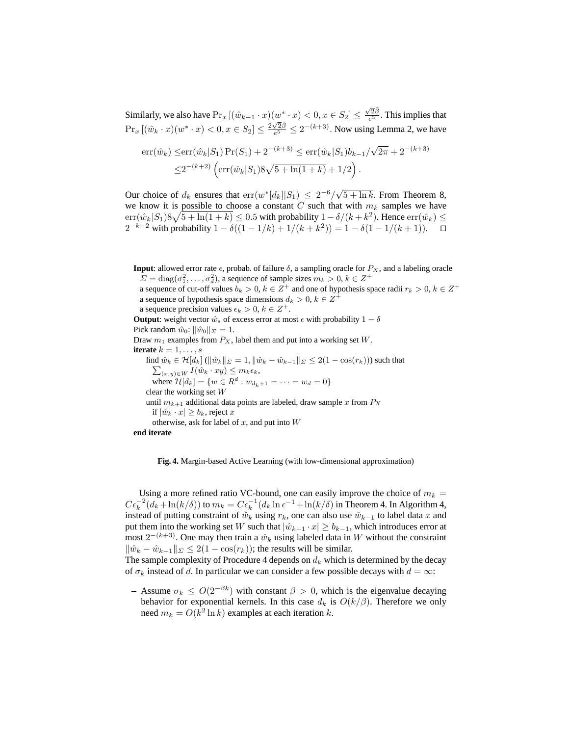Similarly, we also have $\Pr_x\left[(\hat{w}_{k-1}\cdot x)(w^*\cdot x)<0, x\in S_2\right]\leq \frac{\sqrt{2}\tilde{\beta}}{e^5}$. This implies that $\Pr_x\left[(\hat{w}_k\cdot x)(w^*\cdot x)<0, x\in S_2\right]\leq \frac{2\sqrt{2}\tilde{\beta}}{e^5}\leq 2^{-(k+3)}$. Now using Lemma 2, we have

$$
\begin{aligned}
\mathrm{err}(\hat{w}_k) \leq & \mathrm{err}(\hat{w}_k|S_1)\Pr(S_1) + 2^{-(k+3)} \leq \mathrm{err}(\hat{w}_k|S_1)b_{k-1}/\sqrt{2\pi} + 2^{-(k+3)} \\
\leq & 2^{-(k+2)}\left(\mathrm{err}(\hat{w}_k|S_1)8\sqrt{5+\ln(1+k)} + 1/2\right).
\end{aligned}
$$

Our choice of $d_k$ ensures that $\mathrm{err}(w^*[d_k]|S_1)\leq 2^{-6}/\sqrt{5+\ln k}$. From Theorem 8, we know it is possible to choose a constant $C$ such that with $m_k$ samples we have $\mathrm{err}(\hat{w}_k|S_1)8\sqrt{5+\ln(1+k)}\leq 0.5$ with probability $1-\delta/(k+k^2)$. Hence $\mathrm{err}(\hat{w}_k)\leq 2^{-k-2}$ with probability $1-\delta((1-1/k)+1/(k+k^2)) = 1-\delta(1-1/(k+1))$. □

**Input**: allowed error rate $\epsilon$, probab. of failure $\delta$, a sampling oracle for $P_X$, and a labeling oracle
  $\Sigma = \mathrm{diag}(\sigma_1^2,\ldots,\sigma_d^2)$, a sequence of sample sizes $m_k>0$, $k\in Z^+$
  a sequence of cut-off values $b_k>0$, $k\in Z^+$ and one of hypothesis space radii $r_k>0$, $k\in Z^+$
  a sequence of hypothesis space dimensions $d_k>0$, $k\in Z^+$
  a sequence precision values $\epsilon_k>0$, $k\in Z^+$.
**Output**: weight vector $\hat{w}_s$ of excess error at most $\epsilon$ with probability $1-\delta$
Pick random $\hat{w}_0$: $\|\hat{w}_0\|_\Sigma = 1$.
Draw $m_1$ examples from $P_X$, label them and put into a working set $W$.
**iterate** $k=1,\ldots,s$
  find $\hat{w}_k\in\mathcal{H}[d_k]$ ($\|\hat{w}_k\|_\Sigma=1, \|\hat{w}_k-\hat{w}_{k-1}\|_\Sigma\leq 2(1-\cos(r_k))$) such that
    $\sum_{(x,y)\in W} I(\hat{w}_k\cdot xy)\leq m_k\epsilon_k$,
    where $\mathcal{H}[d_k]=\{w\in R^d: w_{d_k+1}=\cdots=w_d=0\}$
  clear the working set $W$
  until $m_{k+1}$ additional data points are labeled, draw sample $x$ from $P_X$
    if $|\hat{w}_k\cdot x|\geq b_k$, reject $x$
    otherwise, ask for label of $x$, and put into $W$
**end iterate**

**Fig. 4.** Margin-based Active Learning (with low-dimensional approximation)

Using a more refined ratio VC-bound, one can easily improve the choice of $m_k = C\epsilon_k^{-2}(d_k+\ln(k/\delta))$ to $m_k = C\epsilon_k^{-1}(d_k\ln\epsilon^{-1}+\ln(k/\delta)$ in Theorem 4. In Algorithm 4, instead of putting constraint of $\hat{w}_k$ using $r_k$, one can also use $\hat{w}_{k-1}$ to label data $x$ and put them into the working set $W$ such that $|\hat{w}_{k-1}\cdot x|\geq b_{k-1}$, which introduces error at most $2^{-(k+3)}$. One may then train a $\hat{w}_k$ using labeled data in $W$ without the constraint $\|\hat{w}_k-\hat{w}_{k-1}\|_\Sigma\leq 2(1-\cos(r_k))$; the results will be similar.
The sample complexity of Procedure 4 depends on $d_k$ which is determined by the decay of $\sigma_k$ instead of $d$. In particular we can consider a few possible decays with $d=\infty$:

– Assume $\sigma_k\leq O(2^{-\beta k})$ with constant $\beta>0$, which is the eigenvalue decaying behavior for exponential kernels. In this case $d_k$ is $O(k/\beta)$. Therefore we only need $m_k = O(k^2\ln k)$ examples at each iteration $k$.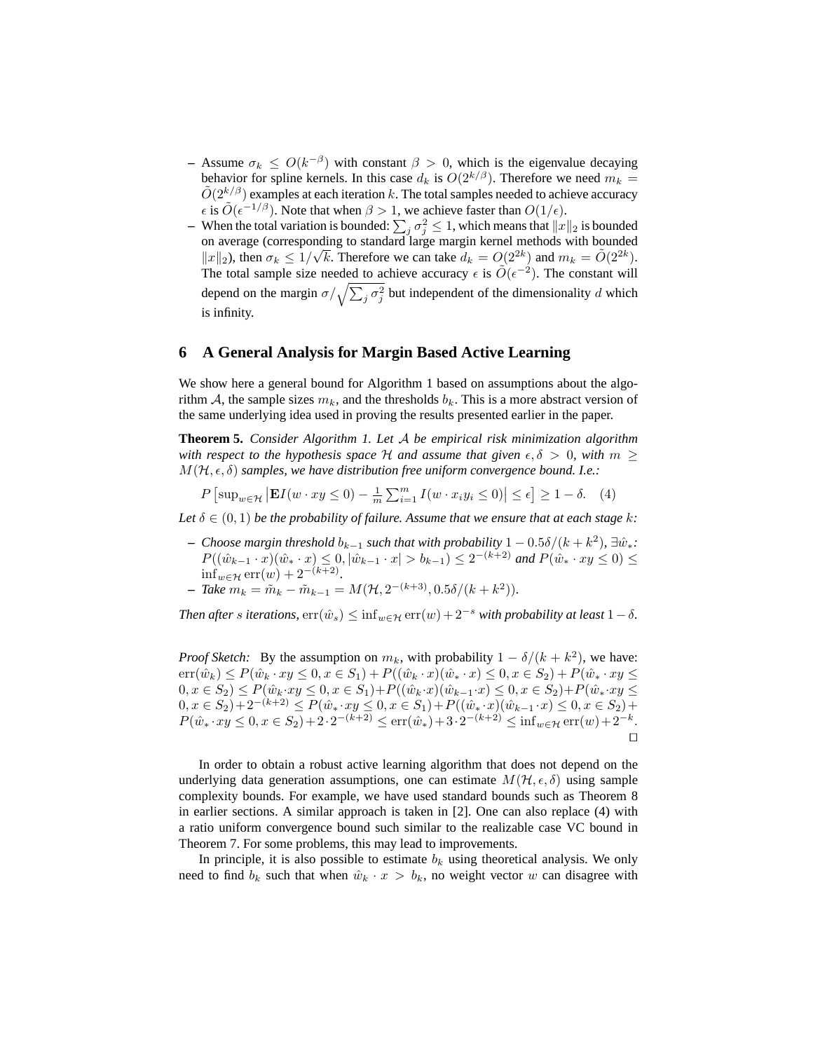- Assume $\sigma_k \leq O(k^{-\beta})$ with constant $\beta > 0$, which is the eigenvalue decaying behavior for spline kernels. In this case $d_k$ is $O(2^{k/\beta})$. Therefore we need $m_k = \tilde{O}(2^{k/\beta})$ examples at each iteration $k$. The total samples needed to achieve accuracy $\epsilon$ is $\tilde{O}(\epsilon^{-1/\beta})$. Note that when $\beta > 1$, we achieve faster than $O(1/\epsilon)$.
- When the total variation is bounded: $\sum_j \sigma_j^2 \leq 1$, which means that $\|x\|_2$ is bounded on average (corresponding to standard large margin kernel methods with bounded $\|x\|_2$), then $\sigma_k \leq 1/\sqrt{k}$. Therefore we can take $d_k = O(2^{2k})$ and $m_k = \tilde{O}(2^{2k})$. The total sample size needed to achieve accuracy $\epsilon$ is $\tilde{O}(\epsilon^{-2})$. The constant will depend on the margin $\sigma/\sqrt{\sum_j \sigma_j^2}$ but independent of the dimensionality $d$ which is infinity.

# 6 A General Analysis for Margin Based Active Learning

We show here a general bound for Algorithm 1 based on assumptions about the algorithm $\mathcal{A}$, the sample sizes $m_k$, and the thresholds $b_k$. This is a more abstract version of the same underlying idea used in proving the results presented earlier in the paper.

**Theorem 5.** *Consider Algorithm 1. Let $\mathcal{A}$ be empirical risk minimization algorithm with respect to the hypothesis space $\mathcal{H}$ and assume that given $\epsilon, \delta > 0$, with $m \geq M(\mathcal{H}, \epsilon, \delta)$ samples, we have distribution free uniform convergence bound. I.e.:*

$$P\left[\sup_{w \in \mathcal{H}} \left|\mathbf{E} I(w \cdot xy \leq 0) - \tfrac{1}{m}\sum_{i=1}^m I(w \cdot x_i y_i \leq 0)\right| \leq \epsilon\right] \geq 1 - \delta. \quad (4)$$

*Let $\delta \in (0,1)$ be the probability of failure. Assume that we ensure that at each stage $k$:*

- *Choose margin threshold $b_{k-1}$ such that with probability $1 - 0.5\delta/(k+k^2)$, $\exists \hat{w}_*$: $P((\hat{w}_{k-1} \cdot x)(\hat{w}_* \cdot x) \leq 0, |\hat{w}_{k-1} \cdot x| > b_{k-1}) \leq 2^{-(k+2)}$ and $P(\hat{w}_* \cdot xy \leq 0) \leq \inf_{w \in \mathcal{H}} \mathrm{err}(w) + 2^{-(k+2)}$.*
- *Take $m_k = \tilde{m}_k - \tilde{m}_{k-1} = M(\mathcal{H}, 2^{-(k+3)}, 0.5\delta/(k+k^2))$.*

*Then after $s$ iterations, $\mathrm{err}(\hat{w}_s) \leq \inf_{w \in \mathcal{H}} \mathrm{err}(w) + 2^{-s}$ with probability at least $1 - \delta$.*

*Proof Sketch:* By the assumption on $m_k$, with probability $1 - \delta/(k+k^2)$, we have: $\mathrm{err}(\hat{w}_k) \leq P(\hat{w}_k \cdot xy \leq 0, x \in S_1) + P((\hat{w}_k \cdot x)(\hat{w}_* \cdot x) \leq 0, x \in S_2) + P(\hat{w}_* \cdot xy \leq 0, x \in S_2) \leq P(\hat{w}_k \cdot xy \leq 0, x \in S_1) + P((\hat{w}_k \cdot x)(\hat{w}_{k-1} \cdot x) \leq 0, x \in S_2) + P(\hat{w}_* \cdot xy \leq 0, x \in S_2) + 2^{-(k+2)} \leq P(\hat{w}_* \cdot xy \leq 0, x \in S_1) + P((\hat{w}_* \cdot x)(\hat{w}_{k-1} \cdot x) \leq 0, x \in S_2) + P(\hat{w}_* \cdot xy \leq 0, x \in S_2) + 2 \cdot 2^{-(k+2)} \leq \mathrm{err}(\hat{w}_*) + 3 \cdot 2^{-(k+2)} \leq \inf_{w \in \mathcal{H}} \mathrm{err}(w) + 2^{-k}$. □

In order to obtain a robust active learning algorithm that does not depend on the underlying data generation assumptions, one can estimate $M(\mathcal{H}, \epsilon, \delta)$ using sample complexity bounds. For example, we have used standard bounds such as Theorem 8 in earlier sections. A similar approach is taken in [2]. One can also replace (4) with a ratio uniform convergence bound such similar to the realizable case VC bound in Theorem 7. For some problems, this may lead to improvements.

In principle, it is also possible to estimate $b_k$ using theoretical analysis. We only need to find $b_k$ such that when $\hat{w}_k \cdot x > b_k$, no weight vector $w$ can disagree with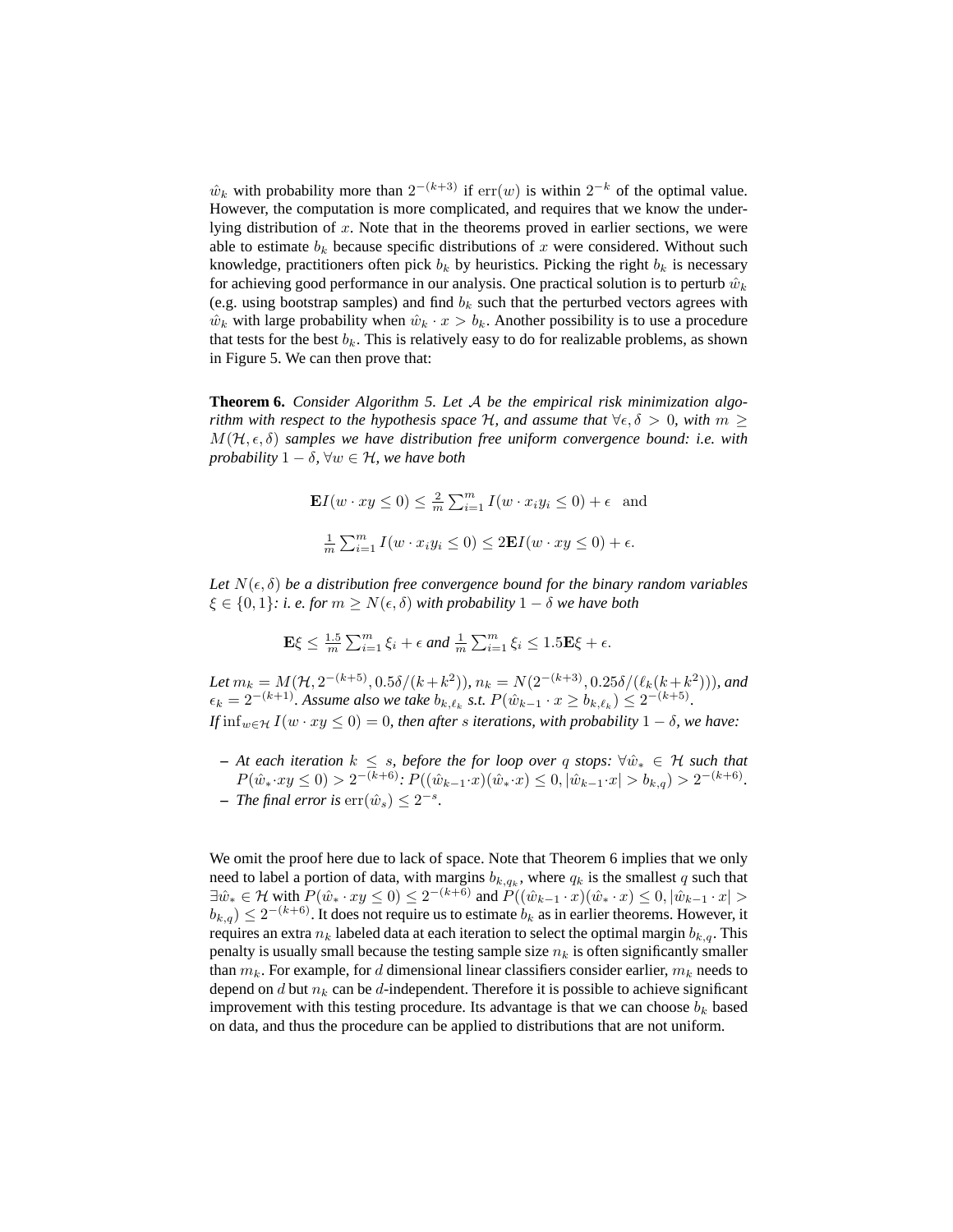$\hat{w}_k$ with probability more than $2^{-(k+3)}$ if $\mathrm{err}(w)$ is within $2^{-k}$ of the optimal value. However, the computation is more complicated, and requires that we know the underlying distribution of $x$. Note that in the theorems proved in earlier sections, we were able to estimate $b_k$ because specific distributions of $x$ were considered. Without such knowledge, practitioners often pick $b_k$ by heuristics. Picking the right $b_k$ is necessary for achieving good performance in our analysis. One practical solution is to perturb $\hat{w}_k$ (e.g. using bootstrap samples) and find $b_k$ such that the perturbed vectors agrees with $\hat{w}_k$ with large probability when $\hat{w}_k \cdot x > b_k$. Another possibility is to use a procedure that tests for the best $b_k$. This is relatively easy to do for realizable problems, as shown in Figure 5. We can then prove that:

**Theorem 6.** *Consider Algorithm 5. Let $\mathcal{A}$ be the empirical risk minimization algorithm with respect to the hypothesis space $\mathcal{H}$, and assume that $\forall \epsilon, \delta > 0$, with $m \geq M(\mathcal{H}, \epsilon, \delta)$ samples we have distribution free uniform convergence bound: i.e. with probability $1 - \delta$, $\forall w \in \mathcal{H}$, we have both*

$$\mathbf{E} I(w \cdot xy \leq 0) \leq \tfrac{2}{m} \textstyle\sum_{i=1}^{m} I(w \cdot x_i y_i \leq 0) + \epsilon \quad \text{and}$$

$$\tfrac{1}{m} \textstyle\sum_{i=1}^{m} I(w \cdot x_i y_i \leq 0) \leq 2\mathbf{E} I(w \cdot xy \leq 0) + \epsilon.$$

*Let $N(\epsilon, \delta)$ be a distribution free convergence bound for the binary random variables $\xi \in \{0, 1\}$: i. e. for $m \geq N(\epsilon, \delta)$ with probability $1 - \delta$ we have both*

$$\mathbf{E}\xi \leq \tfrac{1.5}{m} \textstyle\sum_{i=1}^{m} \xi_i + \epsilon \text{ and } \tfrac{1}{m} \textstyle\sum_{i=1}^{m} \xi_i \leq 1.5\mathbf{E}\xi + \epsilon.$$

*Let $m_k = M(\mathcal{H}, 2^{-(k+5)}, 0.5\delta/(k+k^2))$, $n_k = N(2^{-(k+3)}, 0.25\delta/(\ell_k(k+k^2)))$, and $\epsilon_k = 2^{-(k+1)}$. Assume also we take $b_{k,\ell_k}$ s.t. $P(\hat{w}_{k-1} \cdot x \geq b_{k,\ell_k}) \leq 2^{-(k+5)}$.*
*If $\inf_{w \in \mathcal{H}} I(w \cdot xy \leq 0) = 0$, then after $s$ iterations, with probability $1 - \delta$, we have:*

- *At each iteration $k \leq s$, before the for loop over $q$ stops: $\forall \hat{w}_* \in \mathcal{H}$ such that $P(\hat{w}_* \cdot xy \leq 0) > 2^{-(k+6)}$: $P((\hat{w}_{k-1} \cdot x)(\hat{w}_* \cdot x) \leq 0, |\hat{w}_{k-1} \cdot x| > b_{k,q}) > 2^{-(k+6)}$.*
- *The final error is $\mathrm{err}(\hat{w}_s) \leq 2^{-s}$.*

We omit the proof here due to lack of space. Note that Theorem 6 implies that we only need to label a portion of data, with margins $b_{k,q_k}$, where $q_k$ is the smallest $q$ such that $\exists \hat{w}_* \in \mathcal{H}$ with $P(\hat{w}_* \cdot xy \leq 0) \leq 2^{-(k+6)}$ and $P((\hat{w}_{k-1} \cdot x)(\hat{w}_* \cdot x) \leq 0, |\hat{w}_{k-1} \cdot x| > b_{k,q}) \leq 2^{-(k+6)}$. It does not require us to estimate $b_k$ as in earlier theorems. However, it requires an extra $n_k$ labeled data at each iteration to select the optimal margin $b_{k,q}$. This penalty is usually small because the testing sample size $n_k$ is often significantly smaller than $m_k$. For example, for $d$ dimensional linear classifiers consider earlier, $m_k$ needs to depend on $d$ but $n_k$ can be $d$-independent. Therefore it is possible to achieve significant improvement with this testing procedure. Its advantage is that we can choose $b_k$ based on data, and thus the procedure can be applied to distributions that are not uniform.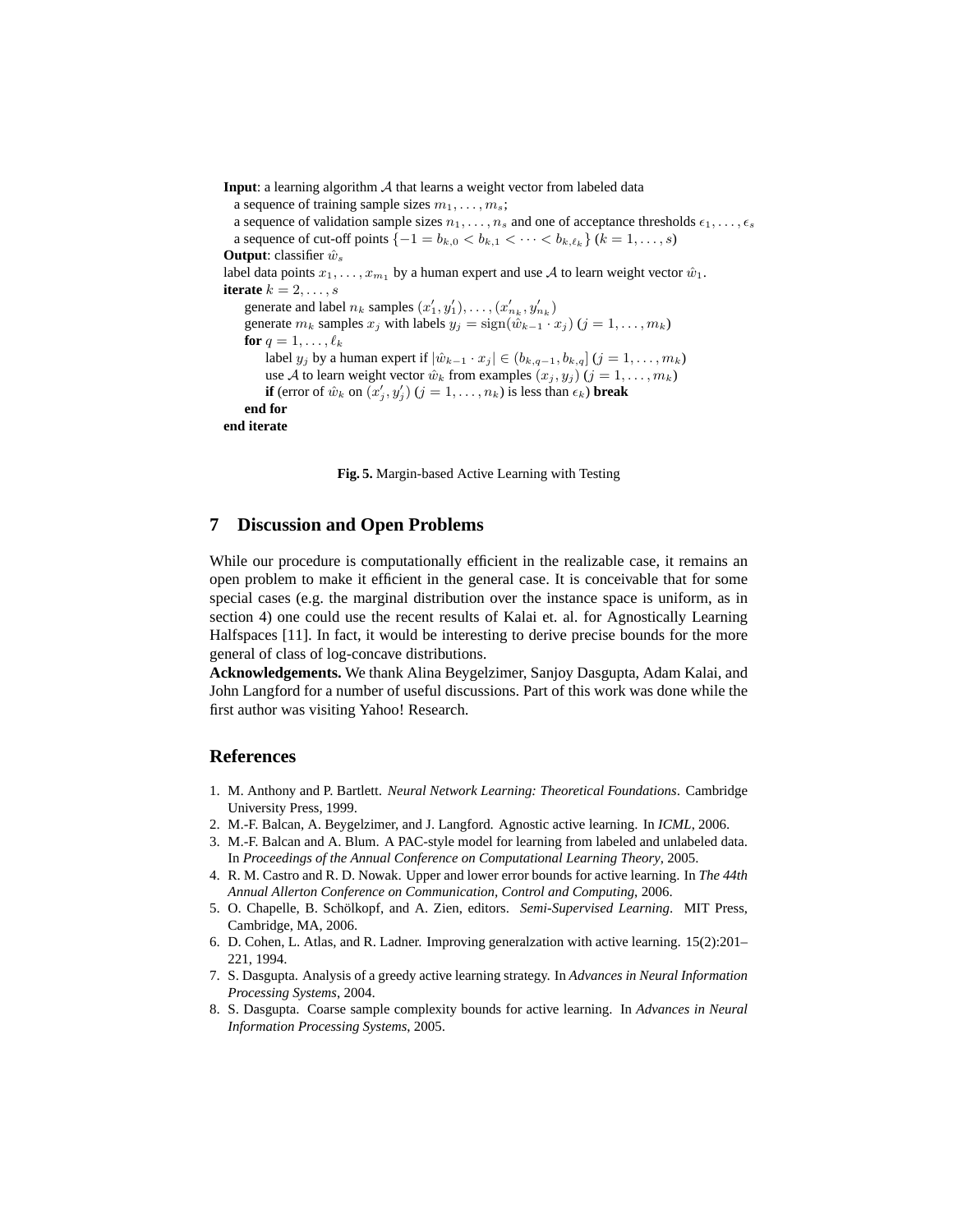**Input**: a learning algorithm $\mathcal{A}$ that learns a weight vector from labeled data
  a sequence of training sample sizes $m_1, \ldots, m_s$;
  a sequence of validation sample sizes $n_1, \ldots, n_s$ and one of acceptance thresholds $\epsilon_1, \ldots, \epsilon_s$
  a sequence of cut-off points $\{-1 = b_{k,0} < b_{k,1} < \cdots < b_{k,\ell_k}\}$ $(k = 1, \ldots, s)$
**Output**: classifier $\hat{w}_s$
label data points $x_1, \ldots, x_{m_1}$ by a human expert and use $\mathcal{A}$ to learn weight vector $\hat{w}_1$.
**iterate** $k = 2, \ldots, s$
  generate and label $n_k$ samples $(x'_1, y'_1), \ldots, (x'_{n_k}, y'_{n_k})$
  generate $m_k$ samples $x_j$ with labels $y_j = \text{sign}(\hat{w}_{k-1} \cdot x_j)$ $(j = 1, \ldots, m_k)$
  **for** $q = 1, \ldots, \ell_k$
    label $y_j$ by a human expert if $|\hat{w}_{k-1} \cdot x_j| \in (b_{k,q-1}, b_{k,q}]$ $(j = 1, \ldots, m_k)$
    use $\mathcal{A}$ to learn weight vector $\hat{w}_k$ from examples $(x_j, y_j)$ $(j = 1, \ldots, m_k)$
    **if** (error of $\hat{w}_k$ on $(x'_j, y'_j)$ $(j = 1, \ldots, n_k)$ is less than $\epsilon_k$) **break**
  **end for**
**end iterate**

**Fig. 5.** Margin-based Active Learning with Testing

## 7 Discussion and Open Problems

While our procedure is computationally efficient in the realizable case, it remains an open problem to make it efficient in the general case. It is conceivable that for some special cases (e.g. the marginal distribution over the instance space is uniform, as in section 4) one could use the recent results of Kalai et. al. for Agnostically Learning Halfspaces [11]. In fact, it would be interesting to derive precise bounds for the more general of class of log-concave distributions.
**Acknowledgements.** We thank Alina Beygelzimer, Sanjoy Dasgupta, Adam Kalai, and John Langford for a number of useful discussions. Part of this work was done while the first author was visiting Yahoo! Research.

## References

1. M. Anthony and P. Bartlett. *Neural Network Learning: Theoretical Foundations*. Cambridge University Press, 1999.
2. M.-F. Balcan, A. Beygelzimer, and J. Langford. Agnostic active learning. In *ICML*, 2006.
3. M.-F. Balcan and A. Blum. A PAC-style model for learning from labeled and unlabeled data. In *Proceedings of the Annual Conference on Computational Learning Theory*, 2005.
4. R. M. Castro and R. D. Nowak. Upper and lower error bounds for active learning. In *The 44th Annual Allerton Conference on Communication, Control and Computing*, 2006.
5. O. Chapelle, B. Schölkopf, and A. Zien, editors. *Semi-Supervised Learning*. MIT Press, Cambridge, MA, 2006.
6. D. Cohen, L. Atlas, and R. Ladner. Improving generalzation with active learning. 15(2):201–221, 1994.
7. S. Dasgupta. Analysis of a greedy active learning strategy. In *Advances in Neural Information Processing Systems*, 2004.
8. S. Dasgupta. Coarse sample complexity bounds for active learning. In *Advances in Neural Information Processing Systems*, 2005.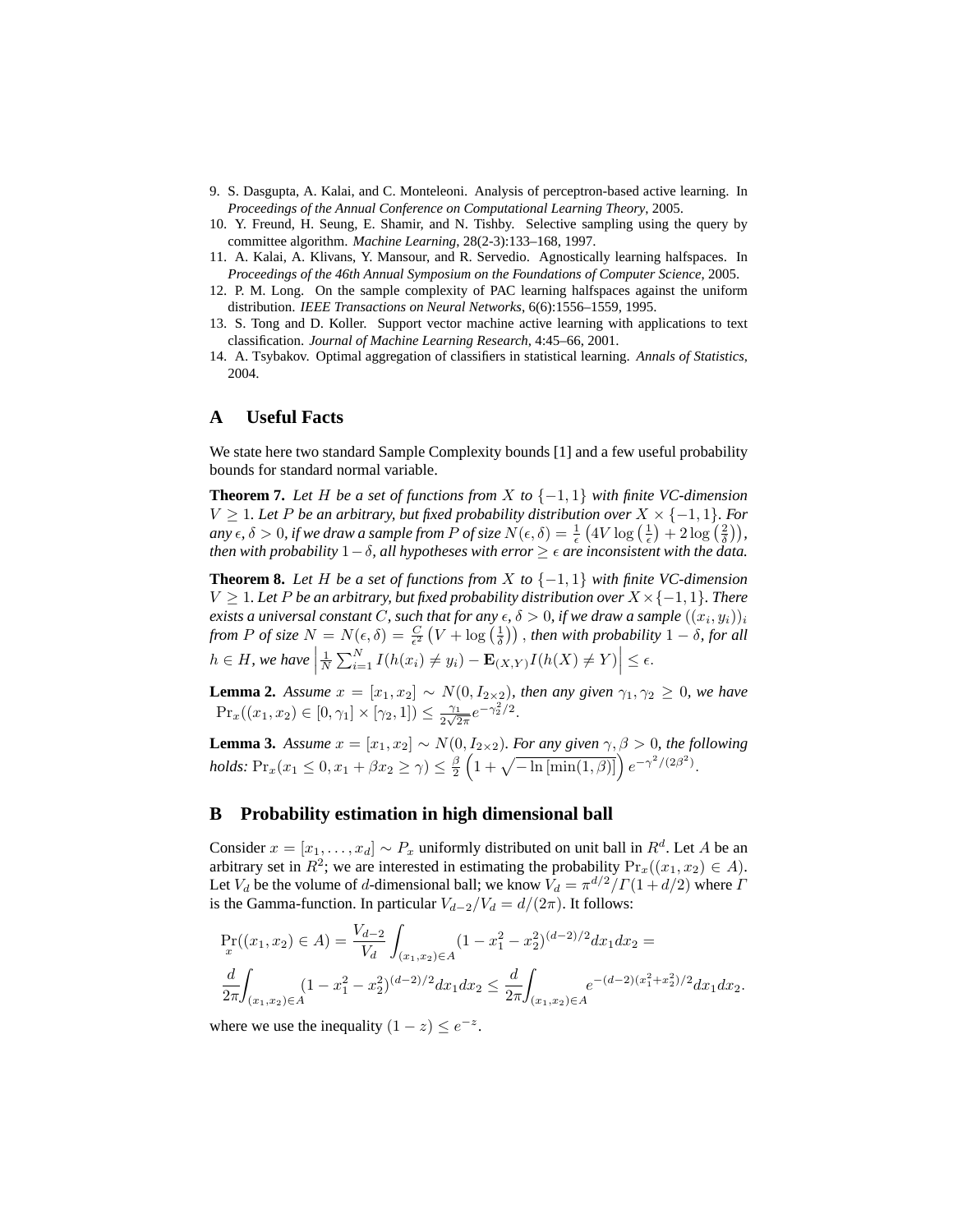9. S. Dasgupta, A. Kalai, and C. Monteleoni. Analysis of perceptron-based active learning. In *Proceedings of the Annual Conference on Computational Learning Theory*, 2005.
10. Y. Freund, H. Seung, E. Shamir, and N. Tishby. Selective sampling using the query by committee algorithm. *Machine Learning*, 28(2-3):133–168, 1997.
11. A. Kalai, A. Klivans, Y. Mansour, and R. Servedio. Agnostically learning halfspaces. In *Proceedings of the 46th Annual Symposium on the Foundations of Computer Science*, 2005.
12. P. M. Long. On the sample complexity of PAC learning halfspaces against the uniform distribution. *IEEE Transactions on Neural Networks*, 6(6):1556–1559, 1995.
13. S. Tong and D. Koller. Support vector machine active learning with applications to text classification. *Journal of Machine Learning Research*, 4:45–66, 2001.
14. A. Tsybakov. Optimal aggregation of classifiers in statistical learning. *Annals of Statistics*, 2004.

# A Useful Facts

We state here two standard Sample Complexity bounds [1] and a few useful probability bounds for standard normal variable.

**Theorem 7.** *Let $H$ be a set of functions from $X$ to $\{-1, 1\}$ with finite VC-dimension $V \geq 1$. Let $P$ be an arbitrary, but fixed probability distribution over $X \times \{-1, 1\}$. For any $\epsilon, \delta > 0$, if we draw a sample from $P$ of size $N(\epsilon, \delta) = \frac{1}{\epsilon}\left(4V \log\left(\frac{1}{\epsilon}\right) + 2 \log\left(\frac{2}{\delta}\right)\right)$, then with probability $1 - \delta$, all hypotheses with error $\geq \epsilon$ are inconsistent with the data.*

**Theorem 8.** *Let $H$ be a set of functions from $X$ to $\{-1, 1\}$ with finite VC-dimension $V \geq 1$. Let $P$ be an arbitrary, but fixed probability distribution over $X \times \{-1, 1\}$. There exists a universal constant $C$, such that for any $\epsilon$, $\delta > 0$, if we draw a sample $((x_i, y_i))_i$ from $P$ of size $N = N(\epsilon, \delta) = \frac{C}{\epsilon^2}\left(V + \log\left(\frac{1}{\delta}\right)\right)$, then with probability $1 - \delta$, for all $h \in H$, we have $\left|\frac{1}{N}\sum_{i=1}^{N} I(h(x_i) \neq y_i) - \mathbf{E}_{(X,Y)} I(h(X) \neq Y)\right| \leq \epsilon$.*

**Lemma 2.** *Assume $x = [x_1, x_2] \sim N(0, I_{2\times 2})$, then any given $\gamma_1, \gamma_2 \geq 0$, we have $\Pr_x((x_1, x_2) \in [0, \gamma_1] \times [\gamma_2, 1]) \leq \frac{\gamma_1}{2\sqrt{2\pi}} e^{-\gamma_2^2/2}$.*

**Lemma 3.** *Assume $x = [x_1, x_2] \sim N(0, I_{2\times 2})$. For any given $\gamma, \beta > 0$, the following holds: $\Pr_x(x_1 \leq 0, x_1 + \beta x_2 \geq \gamma) \leq \frac{\beta}{2}\left(1 + \sqrt{-\ln\left[\min(1, \beta)\right]}\right) e^{-\gamma^2/(2\beta^2)}$.*

# B Probability estimation in high dimensional ball

Consider $x = [x_1, \ldots, x_d] \sim P_x$ uniformly distributed on unit ball in $R^d$. Let $A$ be an arbitrary set in $R^2$; we are interested in estimating the probability $\Pr_x((x_1, x_2) \in A)$. Let $V_d$ be the volume of $d$-dimensional ball; we know $V_d = \pi^{d/2}/\Gamma(1 + d/2)$ where $\Gamma$ is the Gamma-function. In particular $V_{d-2}/V_d = d/(2\pi)$. It follows:

$$\Pr_x((x_1, x_2) \in A) = \frac{V_{d-2}}{V_d}\int_{(x_1,x_2)\in A} (1 - x_1^2 - x_2^2)^{(d-2)/2} dx_1 dx_2 =$$
$$\frac{d}{2\pi}\int_{(x_1,x_2)\in A} (1 - x_1^2 - x_2^2)^{(d-2)/2} dx_1 dx_2 \leq \frac{d}{2\pi}\int_{(x_1,x_2)\in A} e^{-(d-2)(x_1^2 + x_2^2)/2} dx_1 dx_2.$$

where we use the inequality $(1 - z) \leq e^{-z}$.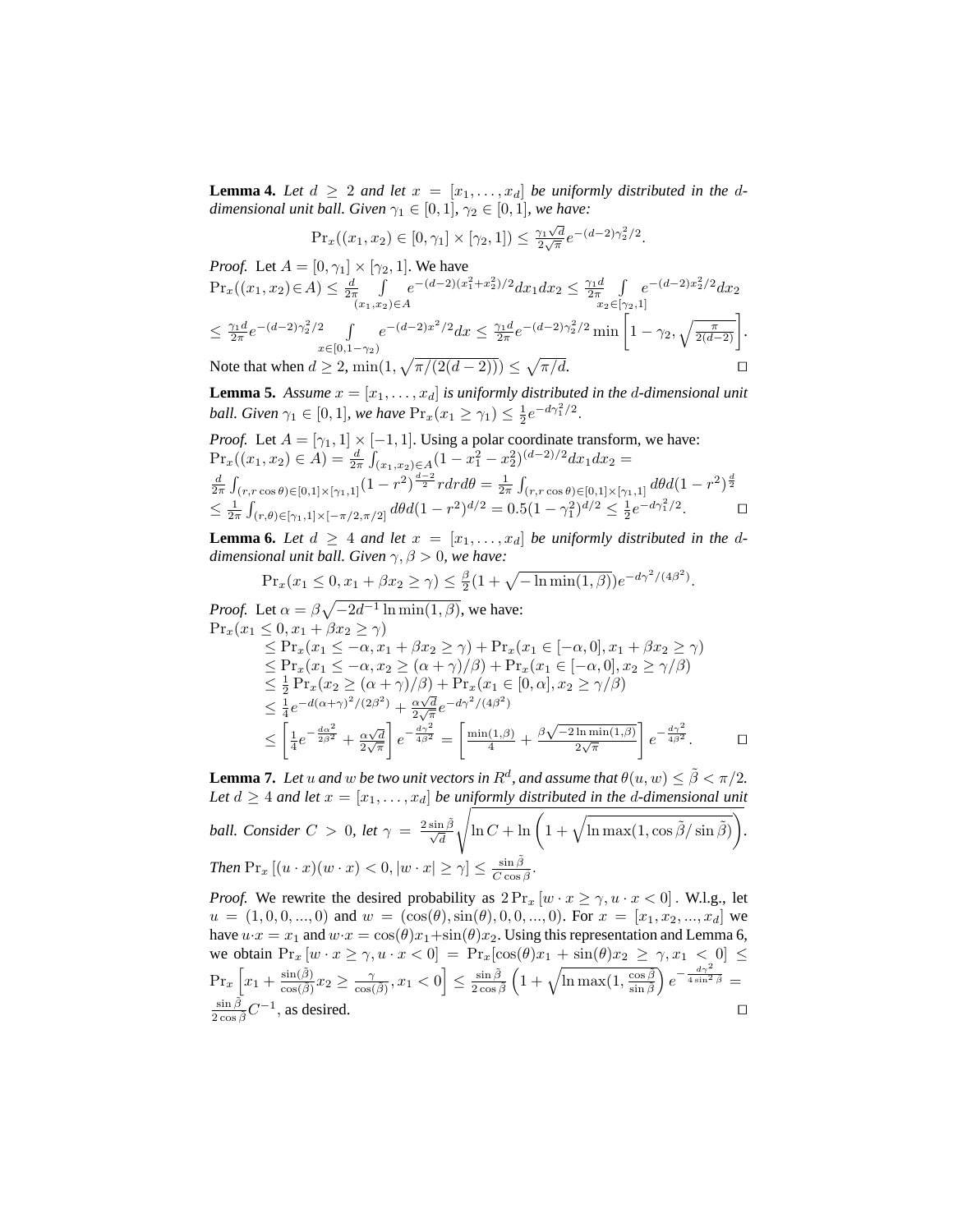**Lemma 4.** *Let $d \geq 2$ and let $x = [x_1, \ldots, x_d]$ be uniformly distributed in the $d$-dimensional unit ball. Given $\gamma_1 \in [0,1]$, $\gamma_2 \in [0,1]$, we have:*

$$\Pr_x((x_1, x_2) \in [0, \gamma_1] \times [\gamma_2, 1]) \leq \frac{\gamma_1 \sqrt{d}}{2\sqrt{\pi}} e^{-(d-2)\gamma_2^2/2}.$$

*Proof.* Let $A = [0, \gamma_1] \times [\gamma_2, 1]$. We have
$\Pr_x((x_1, x_2) \in A) \leq \frac{d}{2\pi} \int_{(x_1,x_2) \in A} e^{-(d-2)(x_1^2 + x_2^2)/2} dx_1 dx_2 \leq \frac{\gamma_1 d}{2\pi} \int_{x_2 \in [\gamma_2, 1]} e^{-(d-2)x_2^2/2} dx_2$
$\leq \frac{\gamma_1 d}{2\pi} e^{-(d-2)\gamma_2^2/2} \int_{x \in [0, 1-\gamma_2)} e^{-(d-2)x^2/2} dx \leq \frac{\gamma_1 d}{2\pi} e^{-(d-2)\gamma_2^2/2} \min\left[1 - \gamma_2, \sqrt{\frac{\pi}{2(d-2)}}\right].$
Note that when $d \geq 2$, $\min(1, \sqrt{\pi/(2(d-2))}) \leq \sqrt{\pi/d}$. □

**Lemma 5.** *Assume $x = [x_1, \ldots, x_d]$ is uniformly distributed in the $d$-dimensional unit ball. Given $\gamma_1 \in [0,1]$, we have $\Pr_x(x_1 \geq \gamma_1) \leq \frac{1}{2} e^{-d\gamma_1^2/2}$.*

*Proof.* Let $A = [\gamma_1, 1] \times [-1, 1]$. Using a polar coordinate transform, we have:
$\Pr_x((x_1, x_2) \in A) = \frac{d}{2\pi} \int_{(x_1,x_2) \in A} (1 - x_1^2 - x_2^2)^{(d-2)/2} dx_1 dx_2 =$
$\frac{d}{2\pi} \int_{(r, r\cos\theta) \in [0,1] \times [\gamma_1, 1]} (1 - r^2)^{\frac{d-2}{2}} r dr d\theta = \frac{1}{2\pi} \int_{(r, r\cos\theta) \in [0,1] \times [\gamma_1, 1]} d\theta d(1 - r^2)^{\frac{d}{2}}$
$\leq \frac{1}{2\pi} \int_{(r,\theta) \in [\gamma_1, 1] \times [-\pi/2, \pi/2]} d\theta d(1 - r^2)^{d/2} = 0.5(1 - \gamma_1^2)^{d/2} \leq \frac{1}{2} e^{-d\gamma_1^2/2}.$ □

**Lemma 6.** *Let $d \geq 4$ and let $x = [x_1, \ldots, x_d]$ be uniformly distributed in the $d$-dimensional unit ball. Given $\gamma, \beta > 0$, we have:*

$$\Pr_x(x_1 \leq 0, x_1 + \beta x_2 \geq \gamma) \leq \frac{\beta}{2}(1 + \sqrt{-\ln \min(1, \beta)}) e^{-d\gamma^2/(4\beta^2)}.$$

*Proof.* Let $\alpha = \beta\sqrt{-2d^{-1} \ln \min(1, \beta)}$, we have:

$$\begin{aligned}
&\Pr_x(x_1 \leq 0, x_1 + \beta x_2 \geq \gamma) \\
&\leq \Pr_x(x_1 \leq -\alpha, x_1 + \beta x_2 \geq \gamma) + \Pr_x(x_1 \in [-\alpha, 0], x_1 + \beta x_2 \geq \gamma) \\
&\leq \Pr_x(x_1 \leq -\alpha, x_2 \geq (\alpha + \gamma)/\beta) + \Pr_x(x_1 \in [-\alpha, 0], x_2 \geq \gamma/\beta) \\
&\leq \tfrac{1}{2} \Pr_x(x_2 \geq (\alpha + \gamma)/\beta) + \Pr_x(x_1 \in [0, \alpha], x_2 \geq \gamma/\beta) \\
&\leq \tfrac{1}{4} e^{-d(\alpha+\gamma)^2/(2\beta^2)} + \tfrac{\alpha\sqrt{d}}{2\sqrt{\pi}} e^{-d\gamma^2/(4\beta^2)} \\
&\leq \left[\tfrac{1}{4} e^{-\frac{d\alpha^2}{2\beta^2}} + \tfrac{\alpha\sqrt{d}}{2\sqrt{\pi}}\right] e^{-\frac{d\gamma^2}{4\beta^2}} = \left[\tfrac{\min(1,\beta)}{4} + \tfrac{\beta\sqrt{-2\ln\min(1,\beta)}}{2\sqrt{\pi}}\right] e^{-\frac{d\gamma^2}{4\beta^2}}.
\end{aligned}$$
□

**Lemma 7.** *Let $u$ and $w$ be two unit vectors in $R^d$, and assume that $\theta(u, w) \leq \tilde{\beta} < \pi/2$. Let $d \geq 4$ and let $x = [x_1, \ldots, x_d]$ be uniformly distributed in the $d$-dimensional unit ball. Consider $C > 0$, let $\gamma = \frac{2\sin\tilde{\beta}}{\sqrt{d}} \sqrt{\ln C + \ln\left(1 + \sqrt{\ln \max(1, \cos\tilde{\beta}/\sin\tilde{\beta})}\right)}$. Then $\Pr_x\left[(u \cdot x)(w \cdot x) < 0, |w \cdot x| \geq \gamma\right] \leq \frac{\sin\tilde{\beta}}{C\cos\beta}$.*

*Proof.* We rewrite the desired probability as $2\Pr_x\left[w \cdot x \geq \gamma, u \cdot x < 0\right]$. W.l.g., let $u = (1, 0, 0, ..., 0)$ and $w = (\cos(\theta), \sin(\theta), 0, 0, ..., 0)$. For $x = [x_1, x_2, ..., x_d]$ we have $u \cdot x = x_1$ and $w \cdot x = \cos(\theta)x_1 + \sin(\theta)x_2$. Using this representation and Lemma 6, we obtain $\Pr_x\left[w \cdot x \geq \gamma, u \cdot x < 0\right] = \Pr_x[\cos(\theta)x_1 + \sin(\theta)x_2 \geq \gamma, x_1 < 0] \leq \Pr_x\left[x_1 + \frac{\sin(\tilde{\beta})}{\cos(\tilde{\beta})} x_2 \geq \frac{\gamma}{\cos(\tilde{\beta})}, x_1 < 0\right] \leq \frac{\sin\tilde{\beta}}{2\cos\tilde{\beta}}\left(1 + \sqrt{\ln\max(1, \frac{\cos\tilde{\beta}}{\sin\tilde{\beta}})}\right) e^{-\frac{d\gamma^2}{4\sin^2\tilde{\beta}}} = \frac{\sin\tilde{\beta}}{2\cos\tilde{\beta}} C^{-1}$, as desired. □